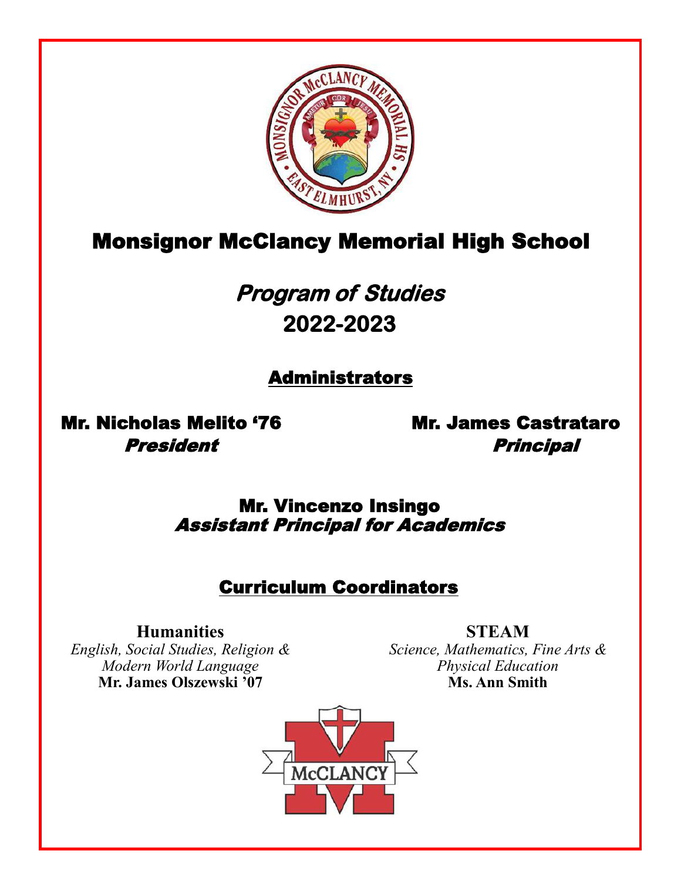# Monsignor McClancy Memorial High School

## *Program of Studies*
## 2022-2023

### Administrators

**Mr. Nicholas Melito '76**
***President***

**Mr. James Castrataro**
***Principal***

**Mr. Vincenzo Insingo**
***Assistant Principal for Academics***

### Curriculum Coordinators

**Humanities**
*English, Social Studies, Religion & Modern World Language*
**Mr. James Olszewski '07**

**STEAM**
*Science, Mathematics, Fine Arts & Physical Education*
**Ms. Ann Smith**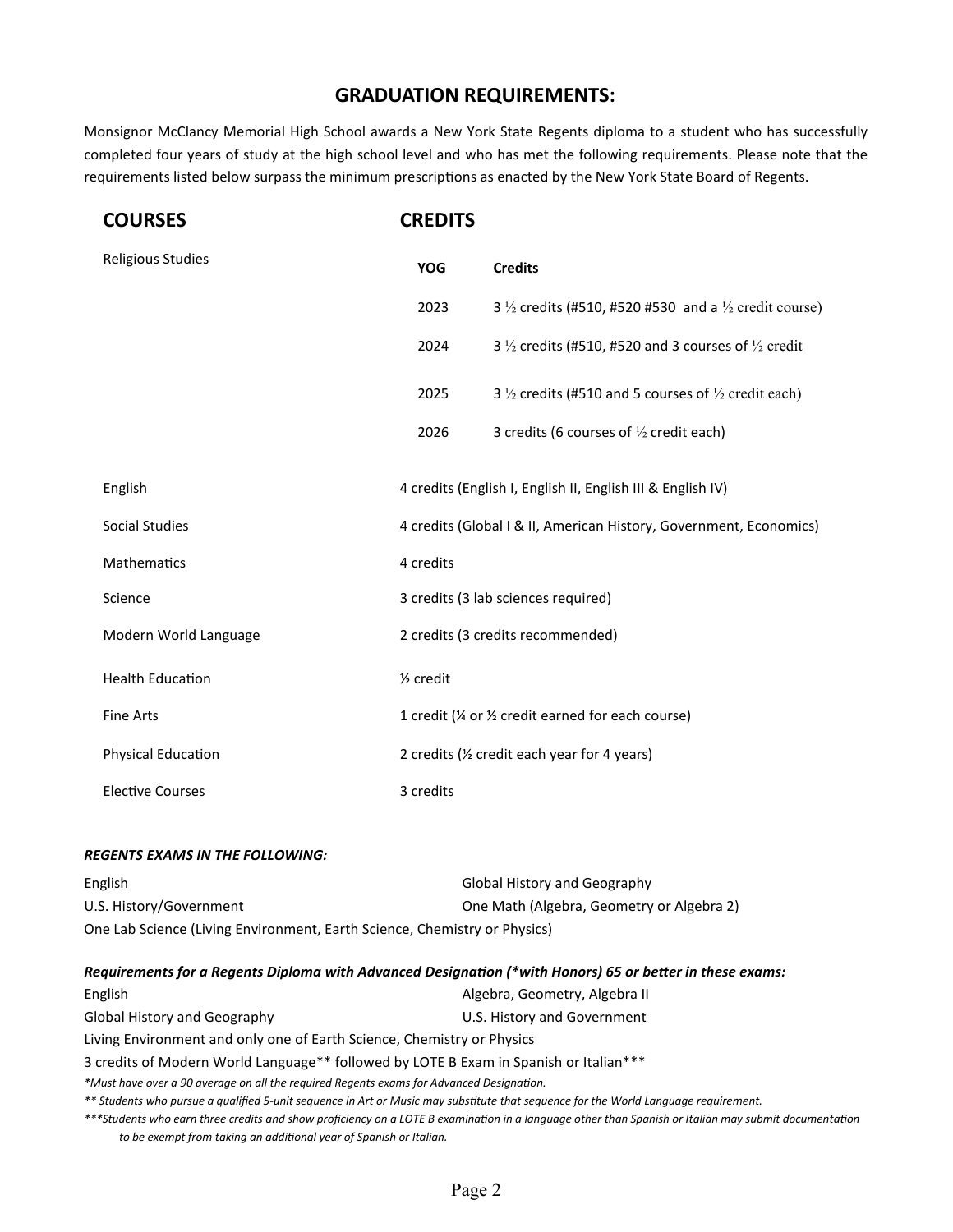## GRADUATION REQUIREMENTS:

Monsignor McClancy Memorial High School awards a New York State Regents diploma to a student who has successfully completed four years of study at the high school level and who has met the following requirements. Please note that the requirements listed below surpass the minimum prescriptions as enacted by the New York State Board of Regents.

| COURSES | CREDITS |
|---|---|
| Religious Studies | **YOG** — **Credits**<br>2023 — 3 ½ credits (#510, #520 #530 and a ½ credit course)<br>2024 — 3 ½ credits (#510, #520 and 3 courses of ½ credit<br>2025 — 3 ½ credits (#510 and 5 courses of ½ credit each)<br>2026 — 3 credits (6 courses of ½ credit each) |
| English | 4 credits (English I, English II, English III & English IV) |
| Social Studies | 4 credits (Global I & II, American History, Government, Economics) |
| Mathematics | 4 credits |
| Science | 3 credits (3 lab sciences required) |
| Modern World Language | 2 credits (3 credits recommended) |
| Health Education | ½ credit |
| Fine Arts | 1 credit (¼ or ½ credit earned for each course) |
| Physical Education | 2 credits (½ credit each year for 4 years) |
| Elective Courses | 3 credits |

***REGENTS EXAMS IN THE FOLLOWING:***

English
Global History and Geography
U.S. History/Government
One Math (Algebra, Geometry or Algebra 2)
One Lab Science (Living Environment, Earth Science, Chemistry or Physics)

***Requirements for a Regents Diploma with Advanced Designation (*with Honors) 65 or better in these exams:***

English
Algebra, Geometry, Algebra II
Global History and Geography
U.S. History and Government
Living Environment and only one of Earth Science, Chemistry or Physics
3 credits of Modern World Language** followed by LOTE B Exam in Spanish or Italian***

*\*Must have over a 90 average on all the required Regents exams for Advanced Designation.*

*\*\* Students who pursue a qualified 5-unit sequence in Art or Music may substitute that sequence for the World Language requirement.*

*\*\*\*Students who earn three credits and show proficiency on a LOTE B examination in a language other than Spanish or Italian may submit documentation to be exempt from taking an additional year of Spanish or Italian.*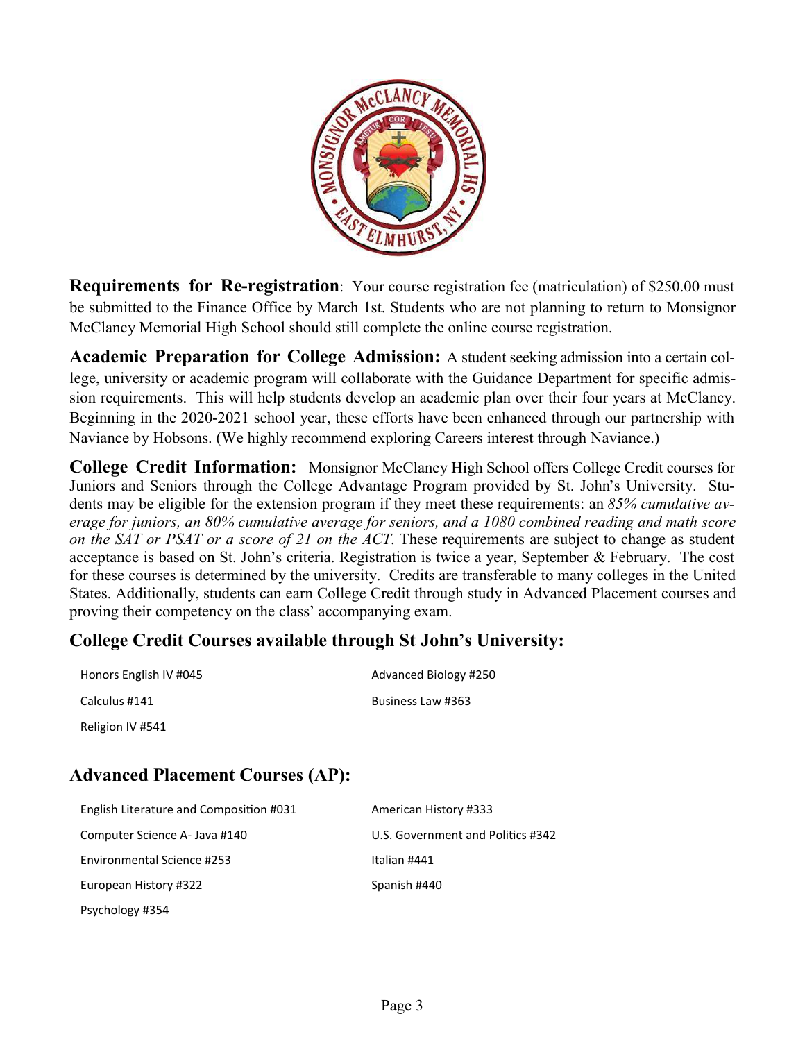**Requirements for Re-registration**: Your course registration fee (matriculation) of $250.00 must be submitted to the Finance Office by March 1st. Students who are not planning to return to Monsignor McClancy Memorial High School should still complete the online course registration.

**Academic Preparation for College Admission:** A student seeking admission into a certain college, university or academic program will collaborate with the Guidance Department for specific admission requirements. This will help students develop an academic plan over their four years at McClancy. Beginning in the 2020-2021 school year, these efforts have been enhanced through our partnership with Naviance by Hobsons. (We highly recommend exploring Careers interest through Naviance.)

**College Credit Information:** Monsignor McClancy High School offers College Credit courses for Juniors and Seniors through the College Advantage Program provided by St. John's University. Students may be eligible for the extension program if they meet these requirements: an *85% cumulative average for juniors, an 80% cumulative average for seniors, and a 1080 combined reading and math score on the SAT or PSAT or a score of 21 on the ACT.* These requirements are subject to change as student acceptance is based on St. John's criteria. Registration is twice a year, September & February. The cost for these courses is determined by the university. Credits are transferable to many colleges in the United States. Additionally, students can earn College Credit through study in Advanced Placement courses and proving their competency on the class' accompanying exam.

## College Credit Courses available through St John's University:

- Honors English IV #045
- Calculus #141
- Religion IV #541
- Advanced Biology #250
- Business Law #363

## Advanced Placement Courses (AP):

- English Literature and Composition #031
- Computer Science A- Java #140
- Environmental Science #253
- European History #322
- Psychology #354
- American History #333
- U.S. Government and Politics #342
- Italian #441
- Spanish #440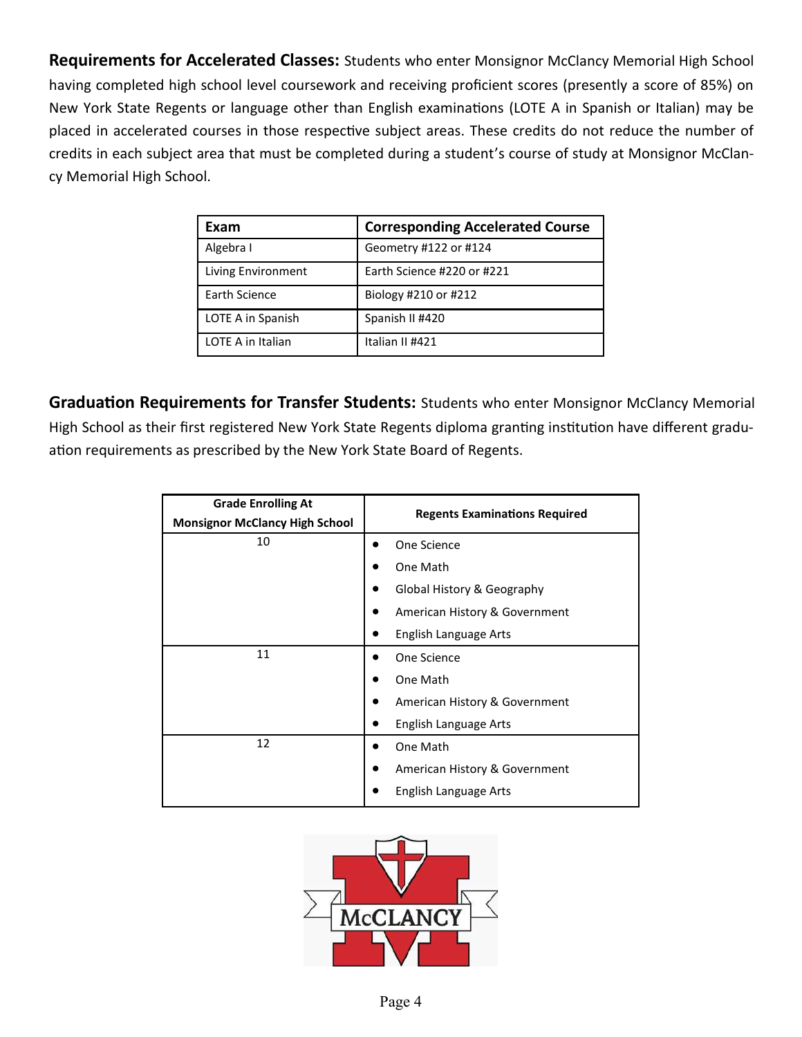**Requirements for Accelerated Classes:** Students who enter Monsignor McClancy Memorial High School having completed high school level coursework and receiving proficient scores (presently a score of 85%) on New York State Regents or language other than English examinations (LOTE A in Spanish or Italian) may be placed in accelerated courses in those respective subject areas. These credits do not reduce the number of credits in each subject area that must be completed during a student's course of study at Monsignor McClancy Memorial High School.

| Exam | Corresponding Accelerated Course |
|---|---|
| Algebra I | Geometry #122 or #124 |
| Living Environment | Earth Science #220 or #221 |
| Earth Science | Biology #210 or #212 |
| LOTE A in Spanish | Spanish II #420 |
| LOTE A in Italian | Italian II #421 |

**Graduation Requirements for Transfer Students:** Students who enter Monsignor McClancy Memorial High School as their first registered New York State Regents diploma granting institution have different graduation requirements as prescribed by the New York State Board of Regents.

| Grade Enrolling At Monsignor McClancy High School | Regents Examinations Required |
|---|---|
| 10 | • One Science<br>• One Math<br>• Global History & Geography<br>• American History & Government<br>• English Language Arts |
| 11 | • One Science<br>• One Math<br>• American History & Government<br>• English Language Arts |
| 12 | • One Math<br>• American History & Government<br>• English Language Arts |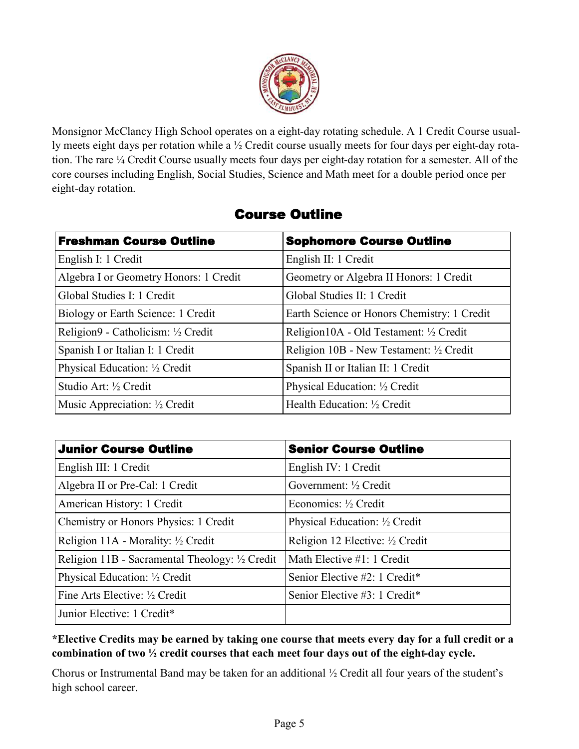Monsignor McClancy High School operates on a eight-day rotating schedule. A 1 Credit Course usually meets eight days per rotation while a ½ Credit course usually meets for four days per eight-day rotation. The rare ¼ Credit Course usually meets four days per eight-day rotation for a semester. All of the core courses including English, Social Studies, Science and Math meet for a double period once per eight-day rotation.

## Course Outline

| Freshman Course Outline | Sophomore Course Outline |
|---|---|
| English I: 1 Credit | English II: 1 Credit |
| Algebra I or Geometry Honors: 1 Credit | Geometry or Algebra II Honors: 1 Credit |
| Global Studies I: 1 Credit | Global Studies II: 1 Credit |
| Biology or Earth Science: 1 Credit | Earth Science or Honors Chemistry: 1 Credit |
| Religion9 - Catholicism: ½ Credit | Religion10A - Old Testament: ½ Credit |
| Spanish I or Italian I: 1 Credit | Religion 10B - New Testament: ½ Credit |
| Physical Education: ½ Credit | Spanish II or Italian II: 1 Credit |
| Studio Art: ½ Credit | Physical Education: ½ Credit |
| Music Appreciation: ½ Credit | Health Education: ½ Credit |

| Junior Course Outline | Senior Course Outline |
|---|---|
| English III: 1 Credit | English IV: 1 Credit |
| Algebra II or Pre-Cal: 1 Credit | Government: ½ Credit |
| American History: 1 Credit | Economics: ½ Credit |
| Chemistry or Honors Physics: 1 Credit | Physical Education: ½ Credit |
| Religion 11A - Morality: ½ Credit | Religion 12 Elective: ½ Credit |
| Religion 11B - Sacramental Theology: ½ Credit | Math Elective #1: 1 Credit |
| Physical Education: ½ Credit | Senior Elective #2: 1 Credit* |
| Fine Arts Elective: ½ Credit | Senior Elective #3: 1 Credit* |
| Junior Elective: 1 Credit* | |

**\*Elective Credits may be earned by taking one course that meets every day for a full credit or a combination of two ½ credit courses that each meet four days out of the eight-day cycle.**

Chorus or Instrumental Band may be taken for an additional ½ Credit all four years of the student's high school career.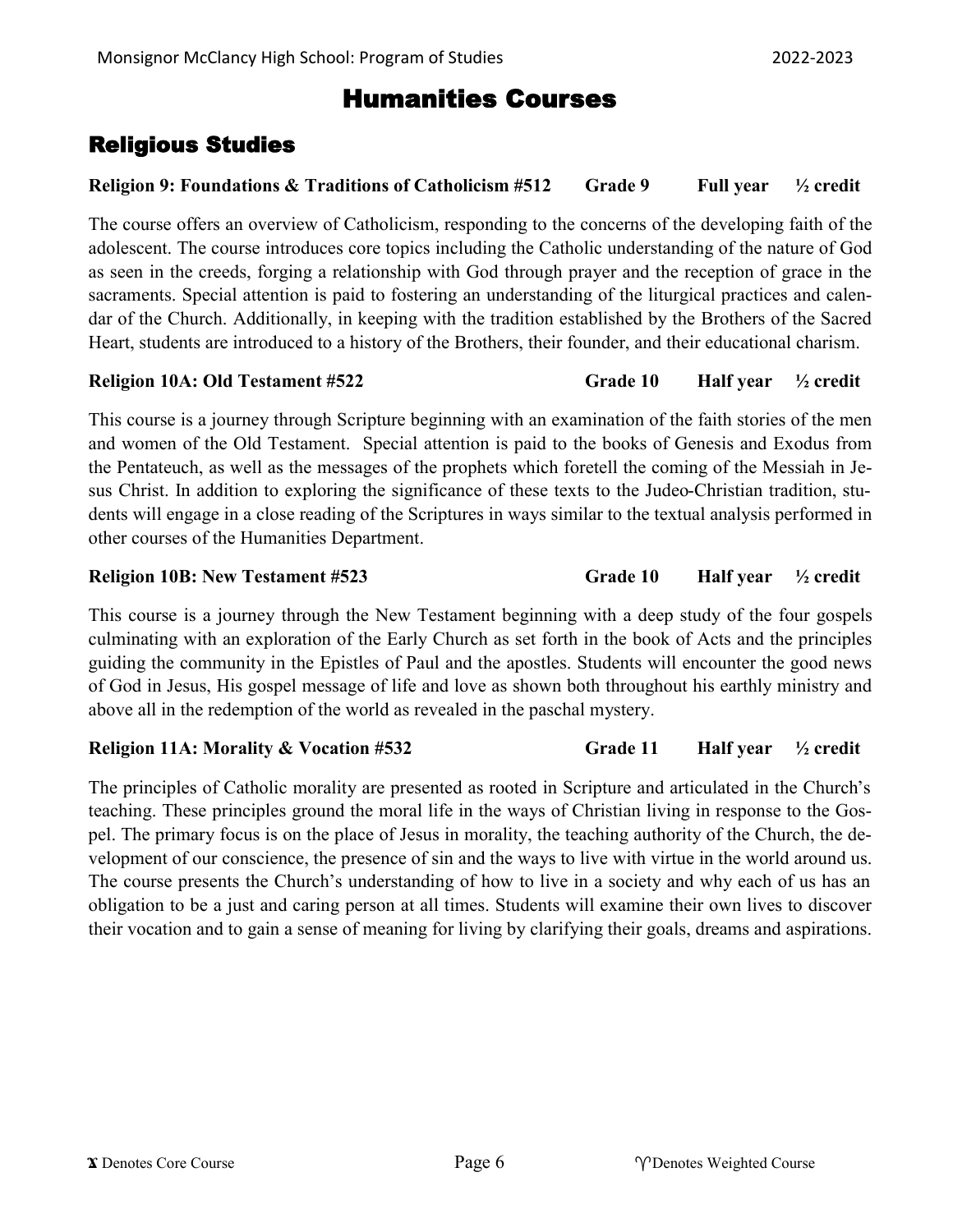# Humanities Courses

## Religious Studies

**Religion 9: Foundations & Traditions of Catholicism #512 Grade 9 Full year ½ credit**

The course offers an overview of Catholicism, responding to the concerns of the developing faith of the adolescent. The course introduces core topics including the Catholic understanding of the nature of God as seen in the creeds, forging a relationship with God through prayer and the reception of grace in the sacraments. Special attention is paid to fostering an understanding of the liturgical practices and calendar of the Church. Additionally, in keeping with the tradition established by the Brothers of the Sacred Heart, students are introduced to a history of the Brothers, their founder, and their educational charism.

**Religion 10A: Old Testament #522 Grade 10 Half year ½ credit**

This course is a journey through Scripture beginning with an examination of the faith stories of the men and women of the Old Testament. Special attention is paid to the books of Genesis and Exodus from the Pentateuch, as well as the messages of the prophets which foretell the coming of the Messiah in Jesus Christ. In addition to exploring the significance of these texts to the Judeo-Christian tradition, students will engage in a close reading of the Scriptures in ways similar to the textual analysis performed in other courses of the Humanities Department.

**Religion 10B: New Testament #523 Grade 10 Half year ½ credit**

This course is a journey through the New Testament beginning with a deep study of the four gospels culminating with an exploration of the Early Church as set forth in the book of Acts and the principles guiding the community in the Epistles of Paul and the apostles. Students will encounter the good news of God in Jesus, His gospel message of life and love as shown both throughout his earthly ministry and above all in the redemption of the world as revealed in the paschal mystery.

**Religion 11A: Morality & Vocation #532 Grade 11 Half year ½ credit**

The principles of Catholic morality are presented as rooted in Scripture and articulated in the Church's teaching. These principles ground the moral life in the ways of Christian living in response to the Gospel. The primary focus is on the place of Jesus in morality, the teaching authority of the Church, the development of our conscience, the presence of sin and the ways to live with virtue in the world around us. The course presents the Church's understanding of how to live in a society and why each of us has an obligation to be a just and caring person at all times. Students will examine their own lives to discover their vocation and to gain a sense of meaning for living by clarifying their goals, dreams and aspirations.

𝐗 Denotes Core Course ϒ Denotes Weighted Course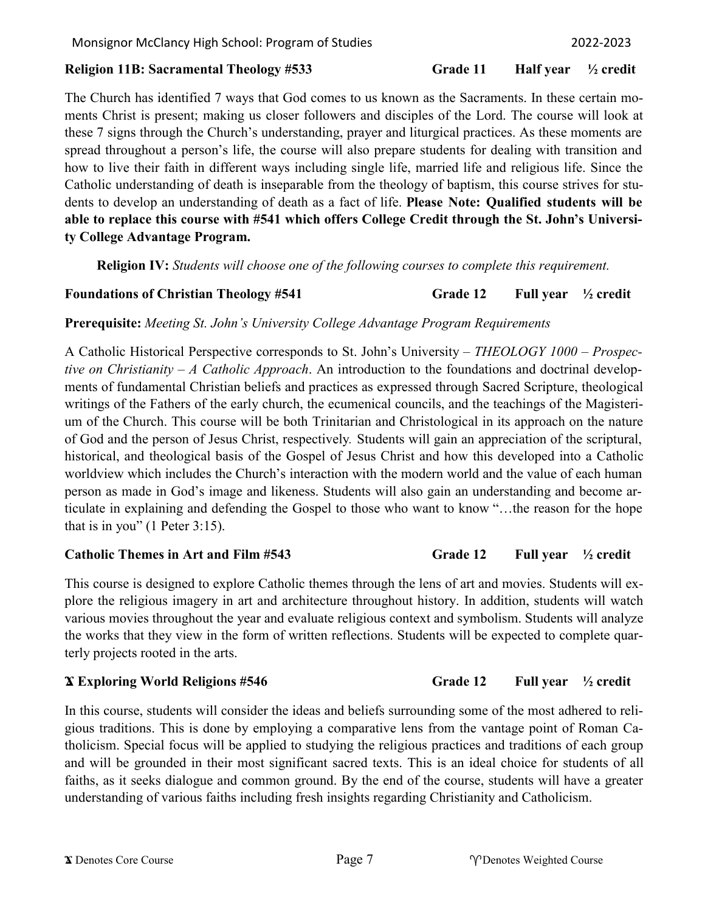**Religion 11B: Sacramental Theology #533** **Grade 11** **Half year** **½ credit**

The Church has identified 7 ways that God comes to us known as the Sacraments. In these certain moments Christ is present; making us closer followers and disciples of the Lord. The course will look at these 7 signs through the Church's understanding, prayer and liturgical practices. As these moments are spread throughout a person's life, the course will also prepare students for dealing with transition and how to live their faith in different ways including single life, married life and religious life. Since the Catholic understanding of death is inseparable from the theology of baptism, this course strives for students to develop an understanding of death as a fact of life. **Please Note: Qualified students will be able to replace this course with #541 which offers College Credit through the St. John's University College Advantage Program.**

**Religion IV:** *Students will choose one of the following courses to complete this requirement.*

**Foundations of Christian Theology #541** **Grade 12** **Full year** **½ credit**

**Prerequisite:** *Meeting St. John's University College Advantage Program Requirements*

A Catholic Historical Perspective corresponds to St. John's University – *THEOLOGY 1000 – Prospective on Christianity – A Catholic Approach*. An introduction to the foundations and doctrinal developments of fundamental Christian beliefs and practices as expressed through Sacred Scripture, theological writings of the Fathers of the early church, the ecumenical councils, and the teachings of the Magisterium of the Church. This course will be both Trinitarian and Christological in its approach on the nature of God and the person of Jesus Christ, respectively. Students will gain an appreciation of the scriptural, historical, and theological basis of the Gospel of Jesus Christ and how this developed into a Catholic worldview which includes the Church's interaction with the modern world and the value of each human person as made in God's image and likeness. Students will also gain an understanding and become articulate in explaining and defending the Gospel to those who want to know "…the reason for the hope that is in you" (1 Peter 3:15).

**Catholic Themes in Art and Film #543** **Grade 12** **Full year** **½ credit**

This course is designed to explore Catholic themes through the lens of art and movies. Students will explore the religious imagery in art and architecture throughout history. In addition, students will watch various movies throughout the year and evaluate religious context and symbolism. Students will analyze the works that they view in the form of written reflections. Students will be expected to complete quarterly projects rooted in the arts.

**ϒ Exploring World Religions #546** **Grade 12** **Full year** **½ credit**

In this course, students will consider the ideas and beliefs surrounding some of the most adhered to religious traditions. This is done by employing a comparative lens from the vantage point of Roman Catholicism. Special focus will be applied to studying the religious practices and traditions of each group and will be grounded in their most significant sacred texts. This is an ideal choice for students of all faiths, as it seeks dialogue and common ground. By the end of the course, students will have a greater understanding of various faiths including fresh insights regarding Christianity and Catholicism.

ϒ Denotes Core Course ♈ Denotes Weighted Course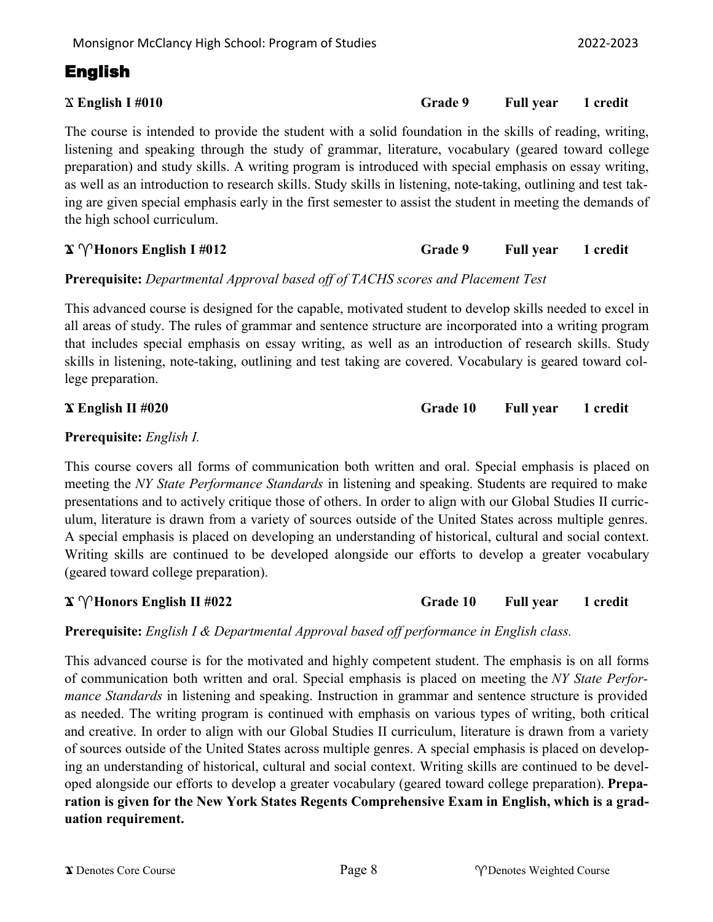# English

**ϫ English I #010 — Grade 9 — Full year — 1 credit**

The course is intended to provide the student with a solid foundation in the skills of reading, writing, listening and speaking through the study of grammar, literature, vocabulary (geared toward college preparation) and study skills. A writing program is introduced with special emphasis on essay writing, as well as an introduction to research skills. Study skills in listening, note-taking, outlining and test taking are given special emphasis early in the first semester to assist the student in meeting the demands of the high school curriculum.

**ϫ ♈ Honors English I #012 — Grade 9 — Full year — 1 credit**

**Prerequisite:** *Departmental Approval based off of TACHS scores and Placement Test*

This advanced course is designed for the capable, motivated student to develop skills needed to excel in all areas of study. The rules of grammar and sentence structure are incorporated into a writing program that includes special emphasis on essay writing, as well as an introduction of research skills. Study skills in listening, note-taking, outlining and test taking are covered. Vocabulary is geared toward college preparation.

**ϫ English II #020 — Grade 10 — Full year — 1 credit**

**Prerequisite:** *English I.*

This course covers all forms of communication both written and oral. Special emphasis is placed on meeting the *NY State Performance Standards* in listening and speaking. Students are required to make presentations and to actively critique those of others. In order to align with our Global Studies II curriculum, literature is drawn from a variety of sources outside of the United States across multiple genres. A special emphasis is placed on developing an understanding of historical, cultural and social context. Writing skills are continued to be developed alongside our efforts to develop a greater vocabulary (geared toward college preparation).

**ϫ ♈ Honors English II #022 — Grade 10 — Full year — 1 credit**

**Prerequisite:** *English I & Departmental Approval based off performance in English class.*

This advanced course is for the motivated and highly competent student. The emphasis is on all forms of communication both written and oral. Special emphasis is placed on meeting the *NY State Performance Standards* in listening and speaking. Instruction in grammar and sentence structure is provided as needed. The writing program is continued with emphasis on various types of writing, both critical and creative. In order to align with our Global Studies II curriculum, literature is drawn from a variety of sources outside of the United States across multiple genres. A special emphasis is placed on developing an understanding of historical, cultural and social context. Writing skills are continued to be developed alongside our efforts to develop a greater vocabulary (geared toward college preparation). **Preparation is given for the New York States Regents Comprehensive Exam in English, which is a graduation requirement.**

ϫ Denotes Core Course — ♈ Denotes Weighted Course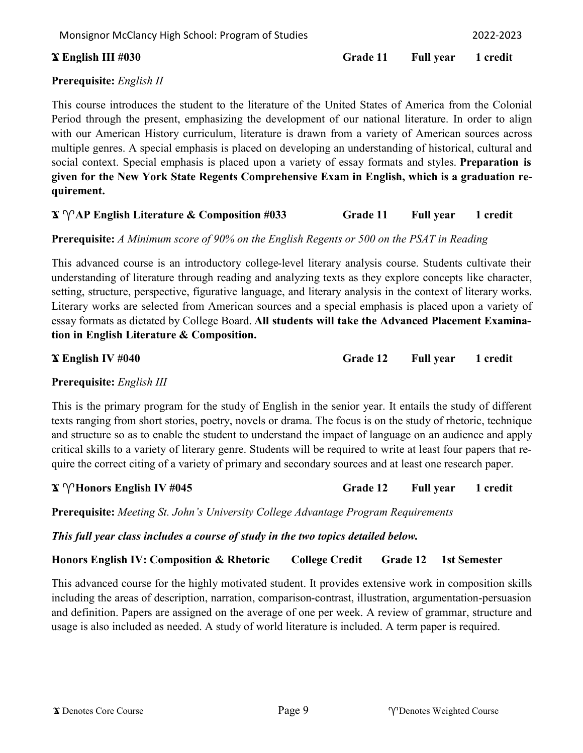### Ϫ English III #030 — Grade 11 — Full year — 1 credit

**Prerequisite:** *English II*

This course introduces the student to the literature of the United States of America from the Colonial Period through the present, emphasizing the development of our national literature. In order to align with our American History curriculum, literature is drawn from a variety of American sources across multiple genres. A special emphasis is placed on developing an understanding of historical, cultural and social context. Special emphasis is placed upon a variety of essay formats and styles. **Preparation is given for the New York State Regents Comprehensive Exam in English, which is a graduation requirement.**

### Ϫ ♈ AP English Literature & Composition #033 — Grade 11 — Full year — 1 credit

**Prerequisite:** *A Minimum score of 90% on the English Regents or 500 on the PSAT in Reading*

This advanced course is an introductory college-level literary analysis course. Students cultivate their understanding of literature through reading and analyzing texts as they explore concepts like character, setting, structure, perspective, figurative language, and literary analysis in the context of literary works. Literary works are selected from American sources and a special emphasis is placed upon a variety of essay formats as dictated by College Board. **All students will take the Advanced Placement Examination in English Literature & Composition.**

### Ϫ English IV #040 — Grade 12 — Full year — 1 credit

**Prerequisite:** *English III*

This is the primary program for the study of English in the senior year. It entails the study of different texts ranging from short stories, poetry, novels or drama. The focus is on the study of rhetoric, technique and structure so as to enable the student to understand the impact of language on an audience and apply critical skills to a variety of literary genre. Students will be required to write at least four papers that require the correct citing of a variety of primary and secondary sources and at least one research paper.

### Ϫ ♈ Honors English IV #045 — Grade 12 — Full year — 1 credit

**Prerequisite:** *Meeting St. John's University College Advantage Program Requirements*

***This full year class includes a course of study in the two topics detailed below.***

**Honors English IV: Composition & Rhetoric — College Credit — Grade 12 — 1st Semester**

This advanced course for the highly motivated student. It provides extensive work in composition skills including the areas of description, narration, comparison-contrast, illustration, argumentation-persuasion and definition. Papers are assigned on the average of one per week. A review of grammar, structure and usage is also included as needed. A study of world literature is included. A term paper is required.

Ϫ Denotes Core Course ♈ Denotes Weighted Course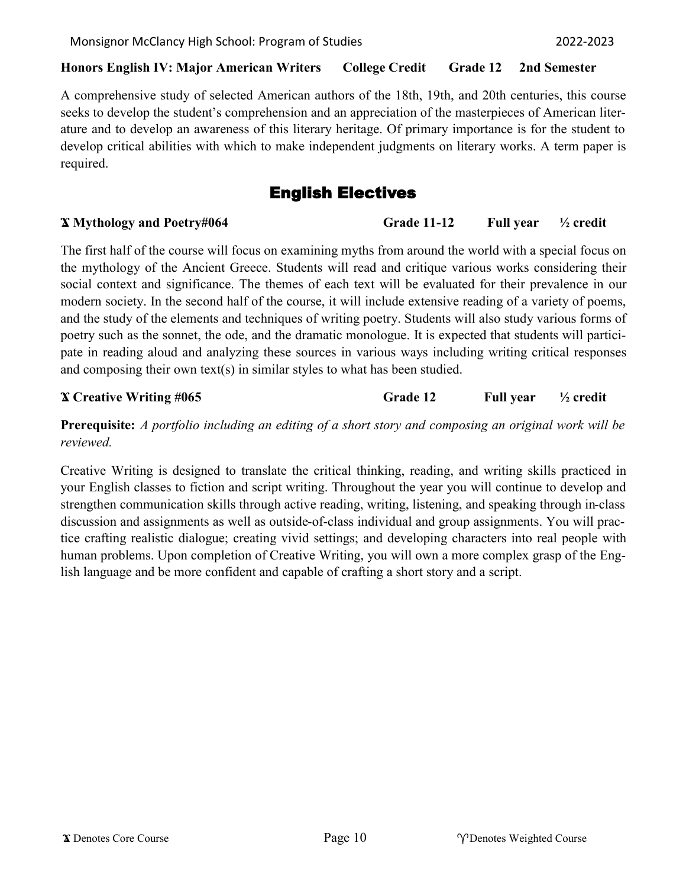**Honors English IV: Major American Writers  College Credit  Grade 12  2nd Semester**

A comprehensive study of selected American authors of the 18th, 19th, and 20th centuries, this course seeks to develop the student's comprehension and an appreciation of the masterpieces of American literature and to develop an awareness of this literary heritage. Of primary importance is for the student to develop critical abilities with which to make independent judgments on literary works. A term paper is required.

## English Electives

**ϒ Mythology and Poetry#064  Grade 11-12  Full year  ½ credit**

The first half of the course will focus on examining myths from around the world with a special focus on the mythology of the Ancient Greece. Students will read and critique various works considering their social context and significance. The themes of each text will be evaluated for their prevalence in our modern society. In the second half of the course, it will include extensive reading of a variety of poems, and the study of the elements and techniques of writing poetry. Students will also study various forms of poetry such as the sonnet, the ode, and the dramatic monologue. It is expected that students will participate in reading aloud and analyzing these sources in various ways including writing critical responses and composing their own text(s) in similar styles to what has been studied.

**ϒ Creative Writing #065  Grade 12  Full year  ½ credit**

**Prerequisite:** *A portfolio including an editing of a short story and composing an original work will be reviewed.*

Creative Writing is designed to translate the critical thinking, reading, and writing skills practiced in your English classes to fiction and script writing. Throughout the year you will continue to develop and strengthen communication skills through active reading, writing, listening, and speaking through in-class discussion and assignments as well as outside-of-class individual and group assignments. You will practice crafting realistic dialogue; creating vivid settings; and developing characters into real people with human problems. Upon completion of Creative Writing, you will own a more complex grasp of the English language and be more confident and capable of crafting a short story and a script.

ϒ Denotes Core Course  ϒ Denotes Weighted Course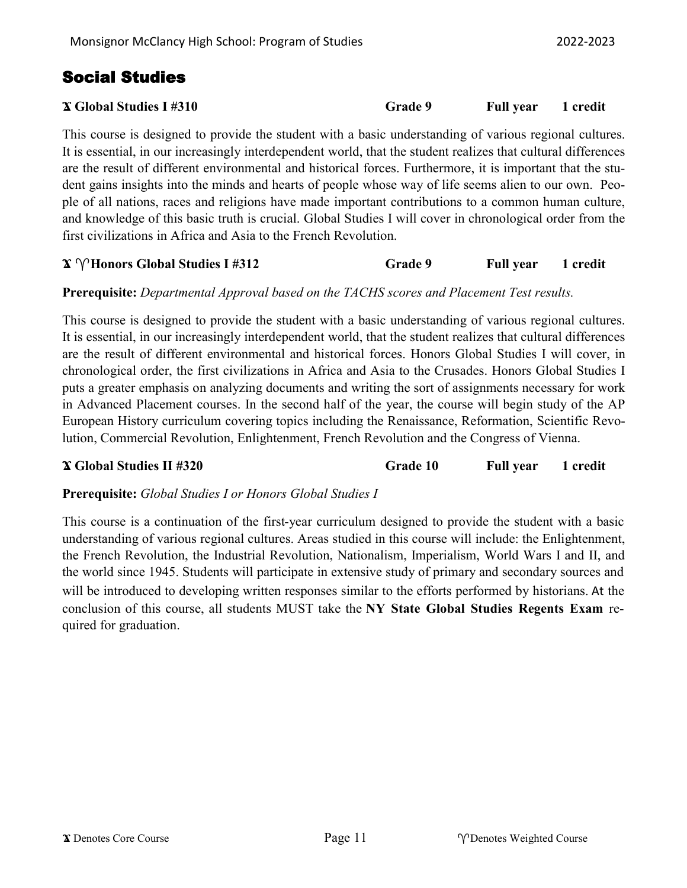## Social Studies

**ϒ Global Studies I #310 Grade 9 Full year 1 credit**

This course is designed to provide the student with a basic understanding of various regional cultures. It is essential, in our increasingly interdependent world, that the student realizes that cultural differences are the result of different environmental and historical forces. Furthermore, it is important that the student gains insights into the minds and hearts of people whose way of life seems alien to our own. People of all nations, races and religions have made important contributions to a common human culture, and knowledge of this basic truth is crucial. Global Studies I will cover in chronological order from the first civilizations in Africa and Asia to the French Revolution.

**ϒ ♈ Honors Global Studies I #312 Grade 9 Full year 1 credit**

**Prerequisite:** *Departmental Approval based on the TACHS scores and Placement Test results.*

This course is designed to provide the student with a basic understanding of various regional cultures. It is essential, in our increasingly interdependent world, that the student realizes that cultural differences are the result of different environmental and historical forces. Honors Global Studies I will cover, in chronological order, the first civilizations in Africa and Asia to the Crusades. Honors Global Studies I puts a greater emphasis on analyzing documents and writing the sort of assignments necessary for work in Advanced Placement courses. In the second half of the year, the course will begin study of the AP European History curriculum covering topics including the Renaissance, Reformation, Scientific Revolution, Commercial Revolution, Enlightenment, French Revolution and the Congress of Vienna.

**ϒ Global Studies II #320 Grade 10 Full year 1 credit**

**Prerequisite:** *Global Studies I or Honors Global Studies I*

This course is a continuation of the first-year curriculum designed to provide the student with a basic understanding of various regional cultures. Areas studied in this course will include: the Enlightenment, the French Revolution, the Industrial Revolution, Nationalism, Imperialism, World Wars I and II, and the world since 1945. Students will participate in extensive study of primary and secondary sources and will be introduced to developing written responses similar to the efforts performed by historians. At the conclusion of this course, all students MUST take the **NY State Global Studies Regents Exam** required for graduation.

ϒ Denotes Core Course

♈ Denotes Weighted Course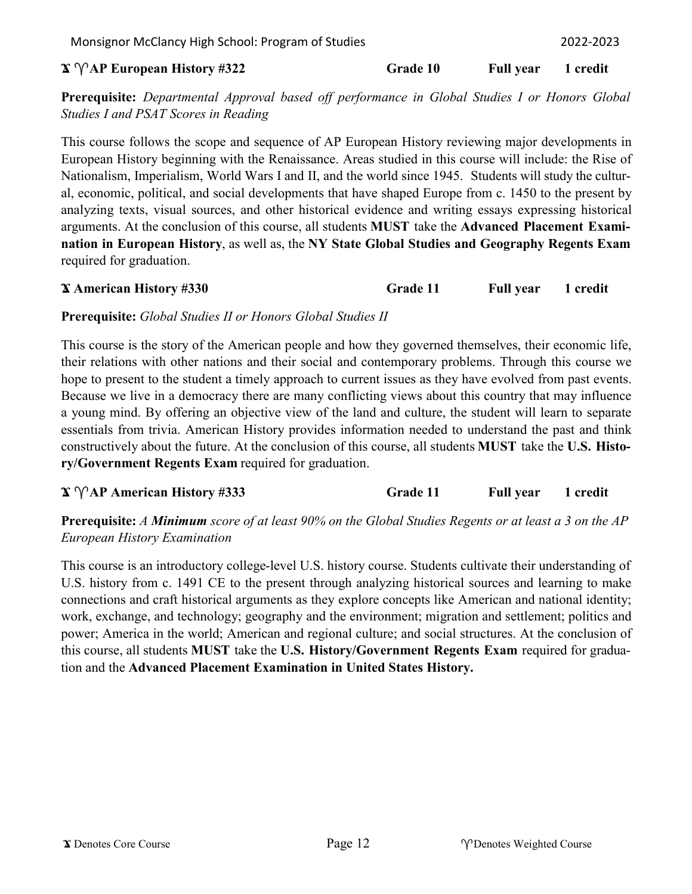**ϗ ♈ AP European History #322** | **Grade 10** | **Full year** | **1 credit**

**Prerequisite:** *Departmental Approval based off performance in Global Studies I or Honors Global Studies I and PSAT Scores in Reading*

This course follows the scope and sequence of AP European History reviewing major developments in European History beginning with the Renaissance. Areas studied in this course will include: the Rise of Nationalism, Imperialism, World Wars I and II, and the world since 1945. Students will study the cultural, economic, political, and social developments that have shaped Europe from c. 1450 to the present by analyzing texts, visual sources, and other historical evidence and writing essays expressing historical arguments. At the conclusion of this course, all students **MUST** take the **Advanced Placement Examination in European History**, as well as, the **NY State Global Studies and Geography Regents Exam** required for graduation.

**ϗ American History #330** | **Grade 11** | **Full year** | **1 credit**

**Prerequisite:** *Global Studies II or Honors Global Studies II*

This course is the story of the American people and how they governed themselves, their economic life, their relations with other nations and their social and contemporary problems. Through this course we hope to present to the student a timely approach to current issues as they have evolved from past events. Because we live in a democracy there are many conflicting views about this country that may influence a young mind. By offering an objective view of the land and culture, the student will learn to separate essentials from trivia. American History provides information needed to understand the past and think constructively about the future. At the conclusion of this course, all students **MUST** take the **U.S. History/Government Regents Exam** required for graduation.

**ϗ ♈ AP American History #333** | **Grade 11** | **Full year** | **1 credit**

**Prerequisite:** *A* ***Minimum*** *score of at least 90% on the Global Studies Regents or at least a 3 on the AP European History Examination*

This course is an introductory college-level U.S. history course. Students cultivate their understanding of U.S. history from c. 1491 CE to the present through analyzing historical sources and learning to make connections and craft historical arguments as they explore concepts like American and national identity; work, exchange, and technology; geography and the environment; migration and settlement; politics and power; America in the world; American and regional culture; and social structures. At the conclusion of this course, all students **MUST** take the **U.S. History/Government Regents Exam** required for graduation and the **Advanced Placement Examination in United States History.**

ϗ Denotes Core Course

♈ Denotes Weighted Course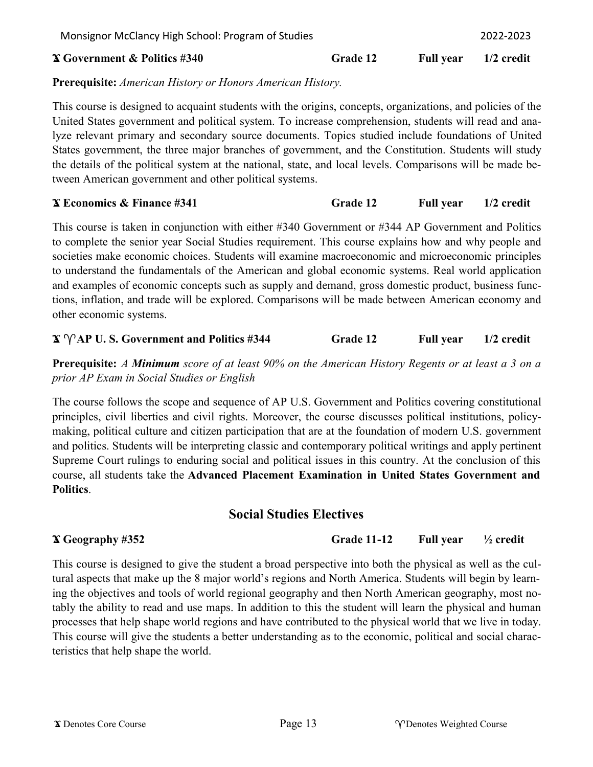**ꭓ Government & Politics #340** | **Grade 12** | **Full year** | **1/2 credit**

**Prerequisite:** *American History or Honors American History.*

This course is designed to acquaint students with the origins, concepts, organizations, and policies of the United States government and political system. To increase comprehension, students will read and analyze relevant primary and secondary source documents. Topics studied include foundations of United States government, the three major branches of government, and the Constitution. Students will study the details of the political system at the national, state, and local levels. Comparisons will be made between American government and other political systems.

**ꭓ Economics & Finance #341** | **Grade 12** | **Full year** | **1/2 credit**

This course is taken in conjunction with either #340 Government or #344 AP Government and Politics to complete the senior year Social Studies requirement. This course explains how and why people and societies make economic choices. Students will examine macroeconomic and microeconomic principles to understand the fundamentals of the American and global economic systems. Real world application and examples of economic concepts such as supply and demand, gross domestic product, business functions, inflation, and trade will be explored. Comparisons will be made between American economy and other economic systems.

**ꭓ ♈ AP U. S. Government and Politics #344** | **Grade 12** | **Full year** | **1/2 credit**

**Prerequisite:** *A **Minimum** score of at least 90% on the American History Regents or at least a 3 on a prior AP Exam in Social Studies or English*

The course follows the scope and sequence of AP U.S. Government and Politics covering constitutional principles, civil liberties and civil rights. Moreover, the course discusses political institutions, policy-making, political culture and citizen participation that are at the foundation of modern U.S. government and politics. Students will be interpreting classic and contemporary political writings and apply pertinent Supreme Court rulings to enduring social and political issues in this country. At the conclusion of this course, all students take the **Advanced Placement Examination in United States Government and Politics**.

## Social Studies Electives

**ꭓ Geography #352** | **Grade 11-12** | **Full year** | **½ credit**

This course is designed to give the student a broad perspective into both the physical as well as the cultural aspects that make up the 8 major world's regions and North America. Students will begin by learning the objectives and tools of world regional geography and then North American geography, most notably the ability to read and use maps. In addition to this the student will learn the physical and human processes that help shape world regions and have contributed to the physical world that we live in today. This course will give the students a better understanding as to the economic, political and social characteristics that help shape the world.

ꭓ Denotes Core Course

♈ Denotes Weighted Course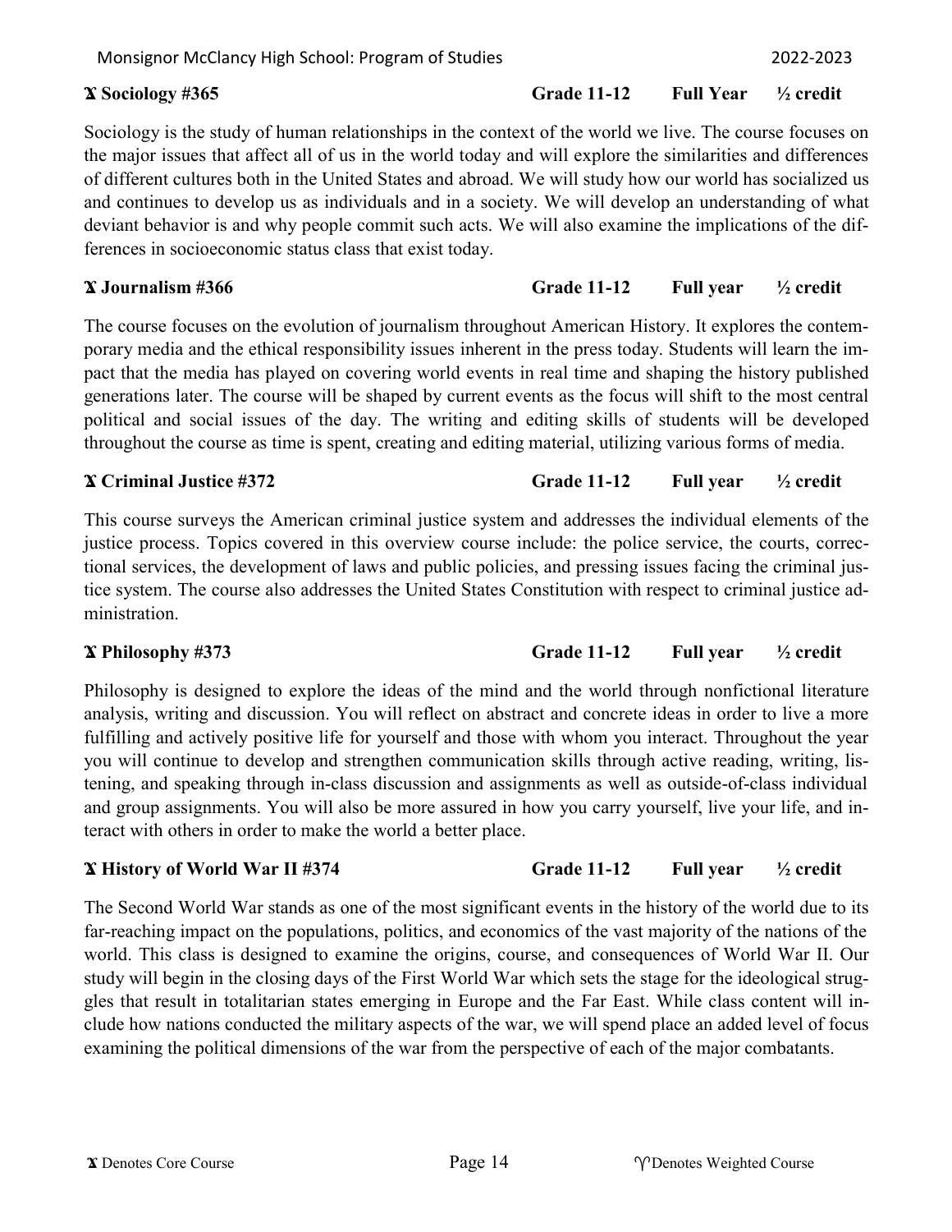**𝚾 Sociology #365** **Grade 11-12** **Full Year** **½ credit**

Sociology is the study of human relationships in the context of the world we live. The course focuses on the major issues that affect all of us in the world today and will explore the similarities and differences of different cultures both in the United States and abroad. We will study how our world has socialized us and continues to develop us as individuals and in a society. We will develop an understanding of what deviant behavior is and why people commit such acts. We will also examine the implications of the differences in socioeconomic status class that exist today.

**𝚾 Journalism #366** **Grade 11-12** **Full year** **½ credit**

The course focuses on the evolution of journalism throughout American History. It explores the contemporary media and the ethical responsibility issues inherent in the press today. Students will learn the impact that the media has played on covering world events in real time and shaping the history published generations later. The course will be shaped by current events as the focus will shift to the most central political and social issues of the day. The writing and editing skills of students will be developed throughout the course as time is spent, creating and editing material, utilizing various forms of media.

**𝚾 Criminal Justice #372** **Grade 11-12** **Full year** **½ credit**

This course surveys the American criminal justice system and addresses the individual elements of the justice process. Topics covered in this overview course include: the police service, the courts, correctional services, the development of laws and public policies, and pressing issues facing the criminal justice system. The course also addresses the United States Constitution with respect to criminal justice administration.

**𝚾 Philosophy #373** **Grade 11-12** **Full year** **½ credit**

Philosophy is designed to explore the ideas of the mind and the world through nonfictional literature analysis, writing and discussion. You will reflect on abstract and concrete ideas in order to live a more fulfilling and actively positive life for yourself and those with whom you interact. Throughout the year you will continue to develop and strengthen communication skills through active reading, writing, listening, and speaking through in-class discussion and assignments as well as outside-of-class individual and group assignments. You will also be more assured in how you carry yourself, live your life, and interact with others in order to make the world a better place.

**𝚾 History of World War II #374** **Grade 11-12** **Full year** **½ credit**

The Second World War stands as one of the most significant events in the history of the world due to its far-reaching impact on the populations, politics, and economics of the vast majority of the nations of the world. This class is designed to examine the origins, course, and consequences of World War II. Our study will begin in the closing days of the First World War which sets the stage for the ideological struggles that result in totalitarian states emerging in Europe and the Far East. While class content will include how nations conducted the military aspects of the war, we will spend place an added level of focus examining the political dimensions of the war from the perspective of each of the major combatants.

𝚾 Denotes Core Course ϒ Denotes Weighted Course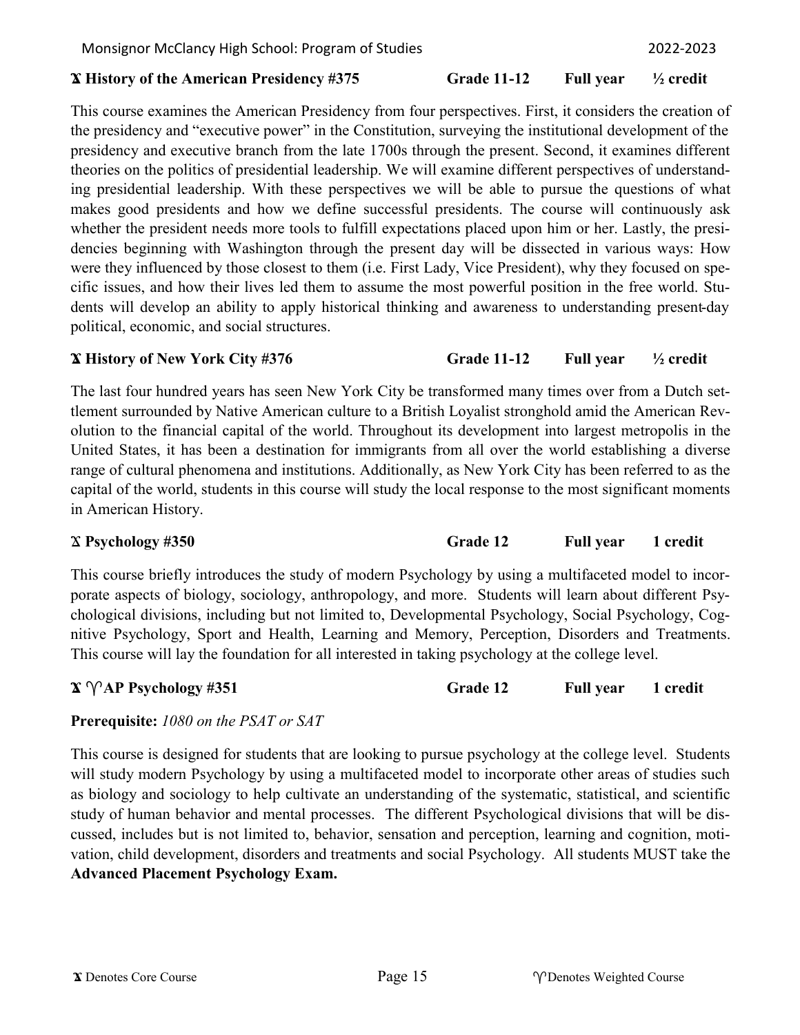### Ϫ History of the American Presidency #375 — Grade 11-12 — Full year — ½ credit

This course examines the American Presidency from four perspectives. First, it considers the creation of the presidency and "executive power" in the Constitution, surveying the institutional development of the presidency and executive branch from the late 1700s through the present. Second, it examines different theories on the politics of presidential leadership. We will examine different perspectives of understanding presidential leadership. With these perspectives we will be able to pursue the questions of what makes good presidents and how we define successful presidents. The course will continuously ask whether the president needs more tools to fulfill expectations placed upon him or her. Lastly, the presidencies beginning with Washington through the present day will be dissected in various ways: How were they influenced by those closest to them (i.e. First Lady, Vice President), why they focused on specific issues, and how their lives led them to assume the most powerful position in the free world. Students will develop an ability to apply historical thinking and awareness to understanding present-day political, economic, and social structures.

### Ϫ History of New York City #376 — Grade 11-12 — Full year — ½ credit

The last four hundred years has seen New York City be transformed many times over from a Dutch settlement surrounded by Native American culture to a British Loyalist stronghold amid the American Revolution to the financial capital of the world. Throughout its development into largest metropolis in the United States, it has been a destination for immigrants from all over the world establishing a diverse range of cultural phenomena and institutions. Additionally, as New York City has been referred to as the capital of the world, students in this course will study the local response to the most significant moments in American History.

### Ϫ Psychology #350 — Grade 12 — Full year — 1 credit

This course briefly introduces the study of modern Psychology by using a multifaceted model to incorporate aspects of biology, sociology, anthropology, and more. Students will learn about different Psychological divisions, including but not limited to, Developmental Psychology, Social Psychology, Cognitive Psychology, Sport and Health, Learning and Memory, Perception, Disorders and Treatments. This course will lay the foundation for all interested in taking psychology at the college level.

### Ϫ ♈ AP Psychology #351 — Grade 12 — Full year — 1 credit

**Prerequisite:** *1080 on the PSAT or SAT*

This course is designed for students that are looking to pursue psychology at the college level. Students will study modern Psychology by using a multifaceted model to incorporate other areas of studies such as biology and sociology to help cultivate an understanding of the systematic, statistical, and scientific study of human behavior and mental processes. The different Psychological divisions that will be discussed, includes but is not limited to, behavior, sensation and perception, learning and cognition, motivation, child development, disorders and treatments and social Psychology. All students MUST take the **Advanced Placement Psychology Exam.**

Ϫ Denotes Core Course ♈ Denotes Weighted Course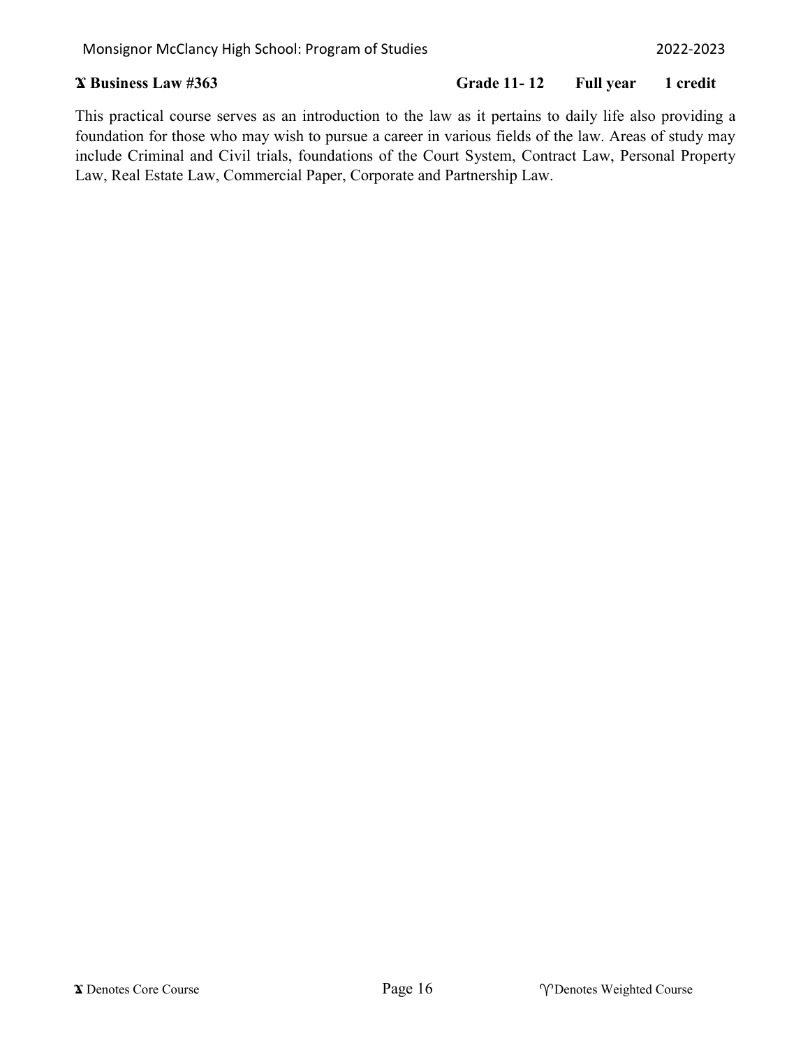**ϫ Business Law #363** **Grade 11- 12** **Full year** **1 credit**

This practical course serves as an introduction to the law as it pertains to daily life also providing a foundation for those who may wish to pursue a career in various fields of the law. Areas of study may include Criminal and Civil trials, foundations of the Court System, Contract Law, Personal Property Law, Real Estate Law, Commercial Paper, Corporate and Partnership Law.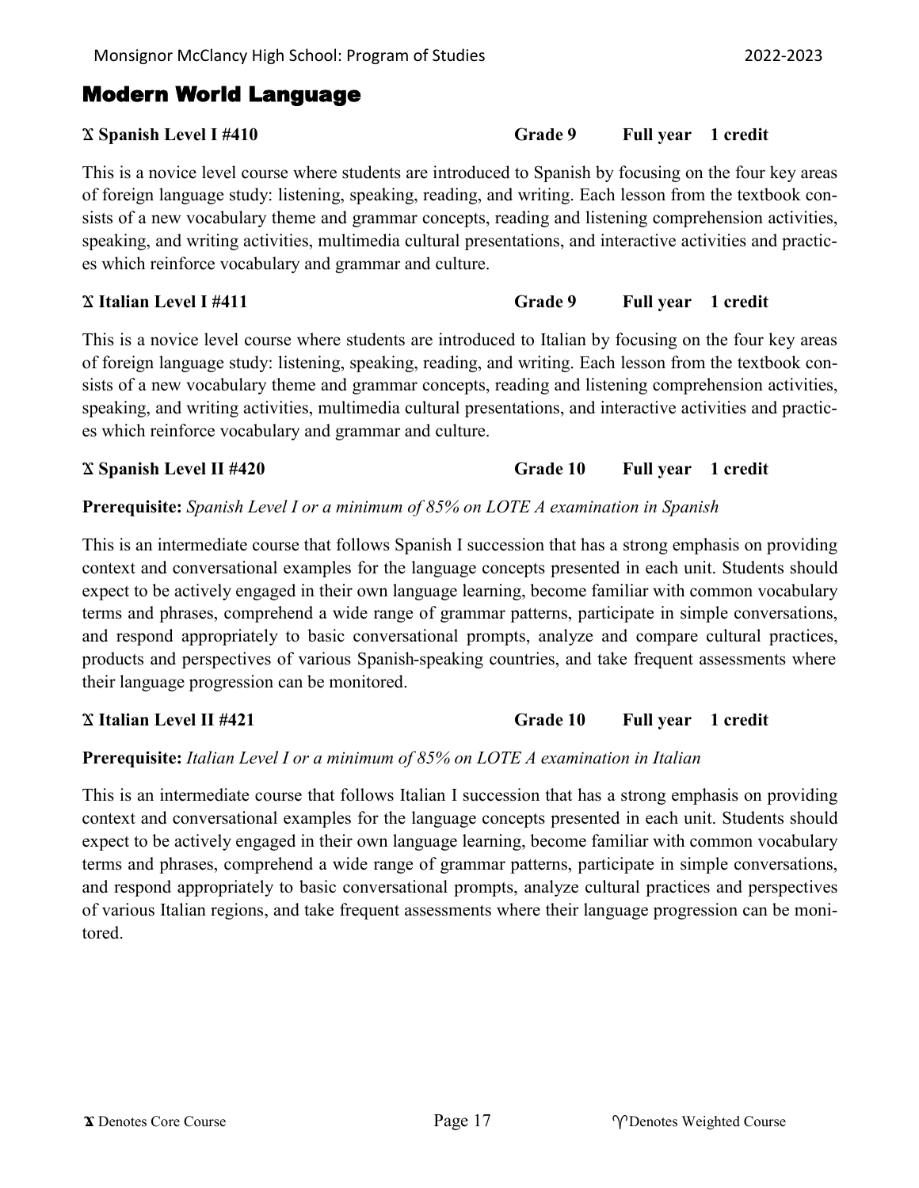# Modern World Language

**Ϫ Spanish Level I #410** **Grade 9** **Full year** **1 credit**

This is a novice level course where students are introduced to Spanish by focusing on the four key areas of foreign language study: listening, speaking, reading, and writing. Each lesson from the textbook consists of a new vocabulary theme and grammar concepts, reading and listening comprehension activities, speaking, and writing activities, multimedia cultural presentations, and interactive activities and practices which reinforce vocabulary and grammar and culture.

**Ϫ Italian Level I #411** **Grade 9** **Full year** **1 credit**

This is a novice level course where students are introduced to Italian by focusing on the four key areas of foreign language study: listening, speaking, reading, and writing. Each lesson from the textbook consists of a new vocabulary theme and grammar concepts, reading and listening comprehension activities, speaking, and writing activities, multimedia cultural presentations, and interactive activities and practices which reinforce vocabulary and grammar and culture.

**Ϫ Spanish Level II #420** **Grade 10** **Full year** **1 credit**

**Prerequisite:** *Spanish Level I or a minimum of 85% on LOTE A examination in Spanish*

This is an intermediate course that follows Spanish I succession that has a strong emphasis on providing context and conversational examples for the language concepts presented in each unit. Students should expect to be actively engaged in their own language learning, become familiar with common vocabulary terms and phrases, comprehend a wide range of grammar patterns, participate in simple conversations, and respond appropriately to basic conversational prompts, analyze and compare cultural practices, products and perspectives of various Spanish-speaking countries, and take frequent assessments where their language progression can be monitored.

**Ϫ Italian Level II #421** **Grade 10** **Full year** **1 credit**

**Prerequisite:** *Italian Level I or a minimum of 85% on LOTE A examination in Italian*

This is an intermediate course that follows Italian I succession that has a strong emphasis on providing context and conversational examples for the language concepts presented in each unit. Students should expect to be actively engaged in their own language learning, become familiar with common vocabulary terms and phrases, comprehend a wide range of grammar patterns, participate in simple conversations, and respond appropriately to basic conversational prompts, analyze cultural practices and perspectives of various Italian regions, and take frequent assessments where their language progression can be monitored.

Ϫ Denotes Core Course ϒ Denotes Weighted Course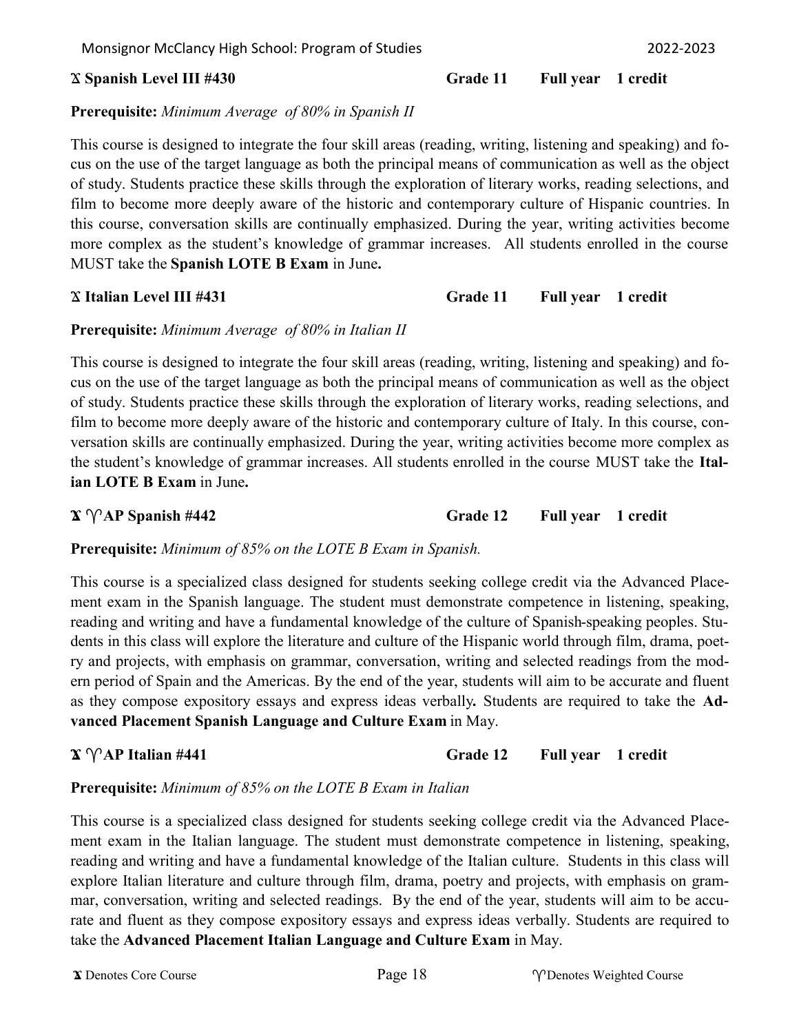**ϫ Spanish Level III #430** **Grade 11** **Full year** **1 credit**

**Prerequisite:** *Minimum Average of 80% in Spanish II*

This course is designed to integrate the four skill areas (reading, writing, listening and speaking) and focus on the use of the target language as both the principal means of communication as well as the object of study. Students practice these skills through the exploration of literary works, reading selections, and film to become more deeply aware of the historic and contemporary culture of Hispanic countries. In this course, conversation skills are continually emphasized. During the year, writing activities become more complex as the student's knowledge of grammar increases. All students enrolled in the course MUST take the **Spanish LOTE B Exam** in June**.**

**ϫ Italian Level III #431** **Grade 11** **Full year** **1 credit**

**Prerequisite:** *Minimum Average of 80% in Italian II*

This course is designed to integrate the four skill areas (reading, writing, listening and speaking) and focus on the use of the target language as both the principal means of communication as well as the object of study. Students practice these skills through the exploration of literary works, reading selections, and film to become more deeply aware of the historic and contemporary culture of Italy. In this course, conversation skills are continually emphasized. During the year, writing activities become more complex as the student's knowledge of grammar increases. All students enrolled in the course MUST take the **Italian LOTE B Exam** in June**.**

**ϫ ♈AP Spanish #442** **Grade 12** **Full year** **1 credit**

**Prerequisite:** *Minimum of 85% on the LOTE B Exam in Spanish.*

This course is a specialized class designed for students seeking college credit via the Advanced Placement exam in the Spanish language. The student must demonstrate competence in listening, speaking, reading and writing and have a fundamental knowledge of the culture of Spanish-speaking peoples. Students in this class will explore the literature and culture of the Hispanic world through film, drama, poetry and projects, with emphasis on grammar, conversation, writing and selected readings from the modern period of Spain and the Americas. By the end of the year, students will aim to be accurate and fluent as they compose expository essays and express ideas verbally**.** Students are required to take the **Advanced Placement Spanish Language and Culture Exam** in May.

**ϫ ♈AP Italian #441** **Grade 12** **Full year** **1 credit**

**Prerequisite:** *Minimum of 85% on the LOTE B Exam in Italian*

This course is a specialized class designed for students seeking college credit via the Advanced Placement exam in the Italian language. The student must demonstrate competence in listening, speaking, reading and writing and have a fundamental knowledge of the Italian culture. Students in this class will explore Italian literature and culture through film, drama, poetry and projects, with emphasis on grammar, conversation, writing and selected readings. By the end of the year, students will aim to be accurate and fluent as they compose expository essays and express ideas verbally. Students are required to take the **Advanced Placement Italian Language and Culture Exam** in May.

ϫ Denotes Core Course ♈Denotes Weighted Course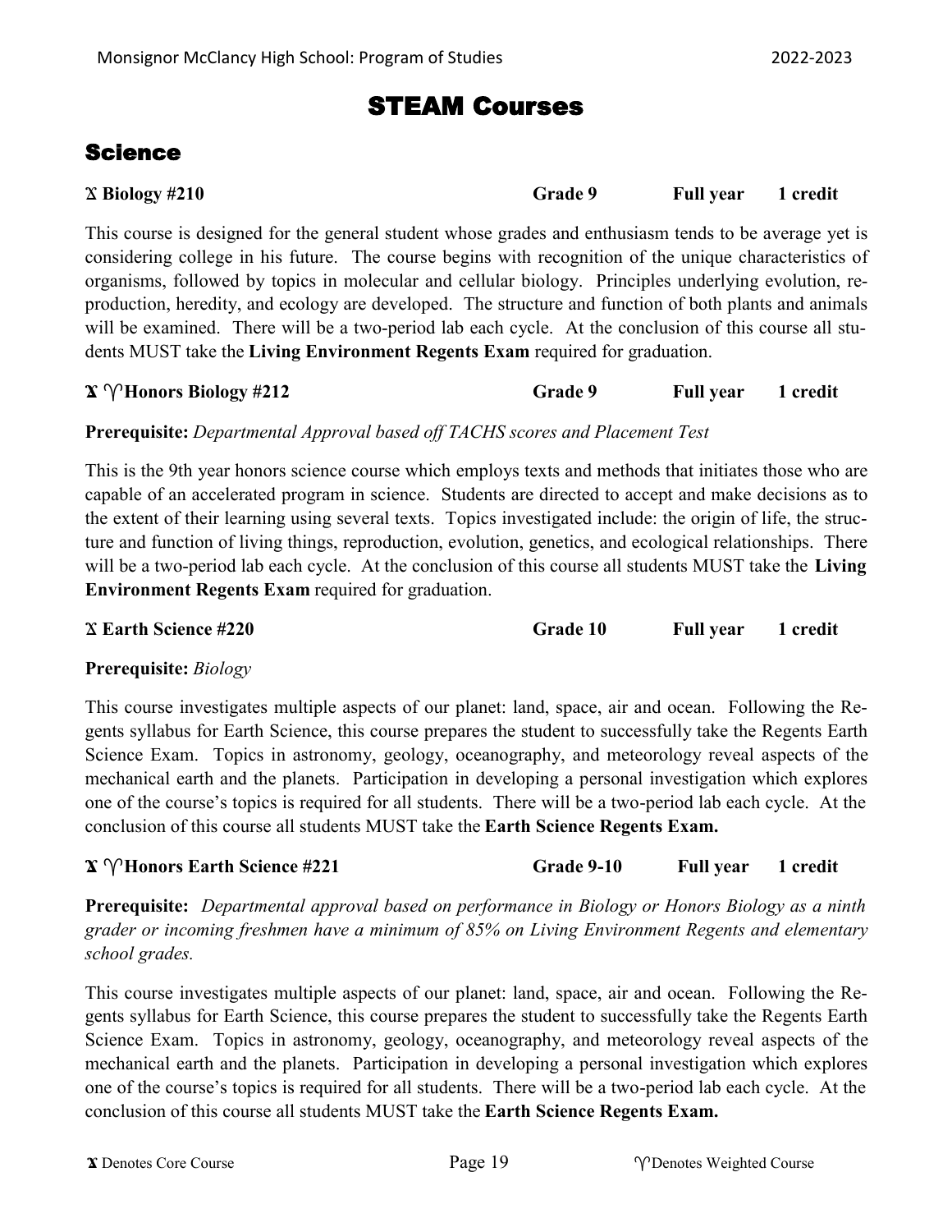# STEAM Courses

## Science

**Ⅹ Biology #210 — Grade 9 — Full year — 1 credit**

This course is designed for the general student whose grades and enthusiasm tends to be average yet is considering college in his future. The course begins with recognition of the unique characteristics of organisms, followed by topics in molecular and cellular biology. Principles underlying evolution, reproduction, heredity, and ecology are developed. The structure and function of both plants and animals will be examined. There will be a two-period lab each cycle. At the conclusion of this course all students MUST take the **Living Environment Regents Exam** required for graduation.

**Ⅹ ♈ Honors Biology #212 — Grade 9 — Full year — 1 credit**

**Prerequisite:** *Departmental Approval based off TACHS scores and Placement Test*

This is the 9th year honors science course which employs texts and methods that initiates those who are capable of an accelerated program in science. Students are directed to accept and make decisions as to the extent of their learning using several texts. Topics investigated include: the origin of life, the structure and function of living things, reproduction, evolution, genetics, and ecological relationships. There will be a two-period lab each cycle. At the conclusion of this course all students MUST take the **Living Environment Regents Exam** required for graduation.

**Ⅹ Earth Science #220 — Grade 10 — Full year — 1 credit**

**Prerequisite:** *Biology*

This course investigates multiple aspects of our planet: land, space, air and ocean. Following the Regents syllabus for Earth Science, this course prepares the student to successfully take the Regents Earth Science Exam. Topics in astronomy, geology, oceanography, and meteorology reveal aspects of the mechanical earth and the planets. Participation in developing a personal investigation which explores one of the course's topics is required for all students. There will be a two-period lab each cycle. At the conclusion of this course all students MUST take the **Earth Science Regents Exam.**

**Ⅹ ♈ Honors Earth Science #221 — Grade 9-10 — Full year — 1 credit**

**Prerequisite:** *Departmental approval based on performance in Biology or Honors Biology as a ninth grader or incoming freshmen have a minimum of 85% on Living Environment Regents and elementary school grades.*

This course investigates multiple aspects of our planet: land, space, air and ocean. Following the Regents syllabus for Earth Science, this course prepares the student to successfully take the Regents Earth Science Exam. Topics in astronomy, geology, oceanography, and meteorology reveal aspects of the mechanical earth and the planets. Participation in developing a personal investigation which explores one of the course's topics is required for all students. There will be a two-period lab each cycle. At the conclusion of this course all students MUST take the **Earth Science Regents Exam.**

Ⅹ Denotes Core Course ♈ Denotes Weighted Course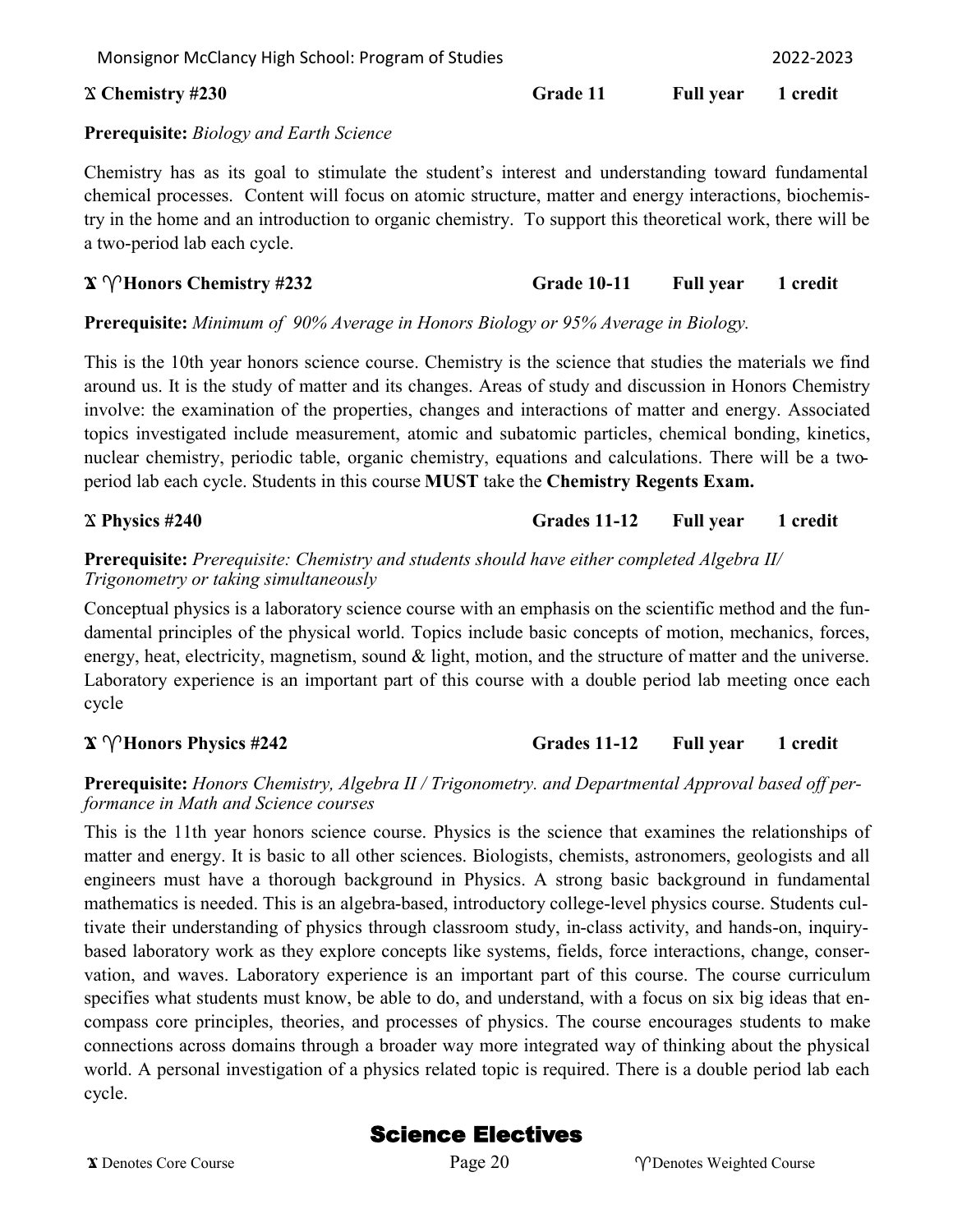**ꭗ Chemistry #230** Grade 11 | Full year | 1 credit

**Prerequisite:** *Biology and Earth Science*

Chemistry has as its goal to stimulate the student's interest and understanding toward fundamental chemical processes. Content will focus on atomic structure, matter and energy interactions, biochemistry in the home and an introduction to organic chemistry. To support this theoretical work, there will be a two-period lab each cycle.

**ꭗ ♈ Honors Chemistry #232** Grade 10-11 | Full year | 1 credit

**Prerequisite:** *Minimum of 90% Average in Honors Biology or 95% Average in Biology.*

This is the 10th year honors science course. Chemistry is the science that studies the materials we find around us. It is the study of matter and its changes. Areas of study and discussion in Honors Chemistry involve: the examination of the properties, changes and interactions of matter and energy. Associated topics investigated include measurement, atomic and subatomic particles, chemical bonding, kinetics, nuclear chemistry, periodic table, organic chemistry, equations and calculations. There will be a two-period lab each cycle. Students in this course **MUST** take the **Chemistry Regents Exam.**

**ꭗ Physics #240** Grades 11-12 | Full year | 1 credit

**Prerequisite:** *Prerequisite: Chemistry and students should have either completed Algebra II/ Trigonometry or taking simultaneously*

Conceptual physics is a laboratory science course with an emphasis on the scientific method and the fundamental principles of the physical world. Topics include basic concepts of motion, mechanics, forces, energy, heat, electricity, magnetism, sound & light, motion, and the structure of matter and the universe. Laboratory experience is an important part of this course with a double period lab meeting once each cycle

**ꭗ ♈ Honors Physics #242** Grades 11-12 | Full year | 1 credit

**Prerequisite:** *Honors Chemistry, Algebra II / Trigonometry. and Departmental Approval based off performance in Math and Science courses*

This is the 11th year honors science course. Physics is the science that examines the relationships of matter and energy. It is basic to all other sciences. Biologists, chemists, astronomers, geologists and all engineers must have a thorough background in Physics. A strong basic background in fundamental mathematics is needed. This is an algebra-based, introductory college-level physics course. Students cultivate their understanding of physics through classroom study, in-class activity, and hands-on, inquiry-based laboratory work as they explore concepts like systems, fields, force interactions, change, conservation, and waves. Laboratory experience is an important part of this course. The course curriculum specifies what students must know, be able to do, and understand, with a focus on six big ideas that encompass core principles, theories, and processes of physics. The course encourages students to make connections across domains through a broader way more integrated way of thinking about the physical world. A personal investigation of a physics related topic is required. There is a double period lab each cycle.

## Science Electives

ꭗ Denotes Core Course

♈ Denotes Weighted Course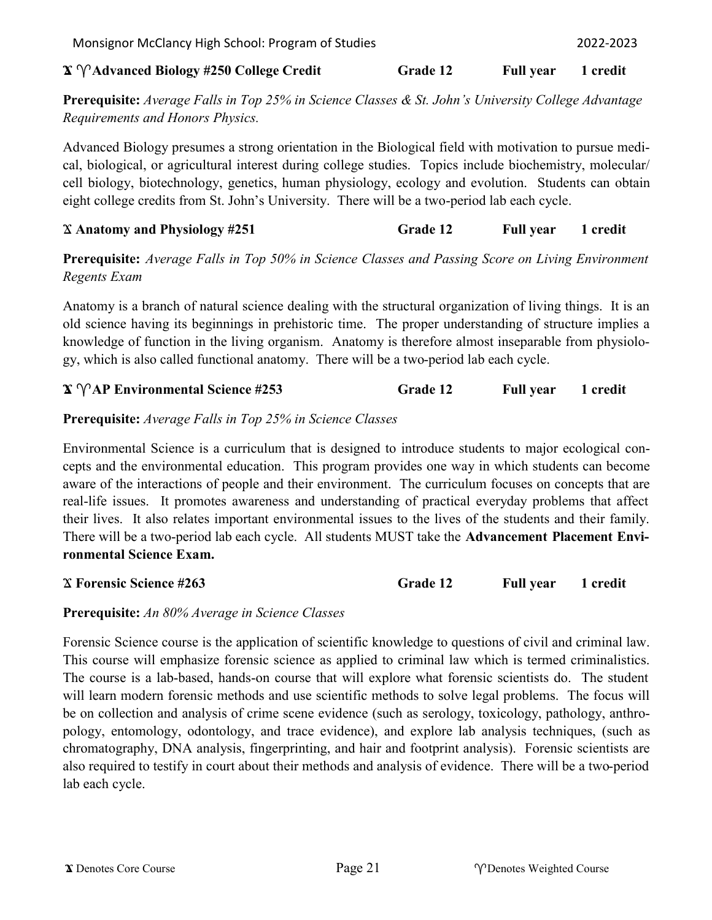### ϒ ♈ Advanced Biology #250 College Credit — Grade 12 — Full year — 1 credit

**Prerequisite:** *Average Falls in Top 25% in Science Classes & St. John's University College Advantage Requirements and Honors Physics.*

Advanced Biology presumes a strong orientation in the Biological field with motivation to pursue medical, biological, or agricultural interest during college studies. Topics include biochemistry, molecular/ cell biology, biotechnology, genetics, human physiology, ecology and evolution. Students can obtain eight college credits from St. John's University. There will be a two-period lab each cycle.

### ϒ Anatomy and Physiology #251 — Grade 12 — Full year — 1 credit

**Prerequisite:** *Average Falls in Top 50% in Science Classes and Passing Score on Living Environment Regents Exam*

Anatomy is a branch of natural science dealing with the structural organization of living things. It is an old science having its beginnings in prehistoric time. The proper understanding of structure implies a knowledge of function in the living organism. Anatomy is therefore almost inseparable from physiology, which is also called functional anatomy. There will be a two-period lab each cycle.

### ϒ ♈ AP Environmental Science #253 — Grade 12 — Full year — 1 credit

**Prerequisite:** *Average Falls in Top 25% in Science Classes*

Environmental Science is a curriculum that is designed to introduce students to major ecological concepts and the environmental education. This program provides one way in which students can become aware of the interactions of people and their environment. The curriculum focuses on concepts that are real-life issues. It promotes awareness and understanding of practical everyday problems that affect their lives. It also relates important environmental issues to the lives of the students and their family. There will be a two-period lab each cycle. All students MUST take the **Advancement Placement Environmental Science Exam.**

### ϒ Forensic Science #263 — Grade 12 — Full year — 1 credit

**Prerequisite:** *An 80% Average in Science Classes*

Forensic Science course is the application of scientific knowledge to questions of civil and criminal law. This course will emphasize forensic science as applied to criminal law which is termed criminalistics. The course is a lab-based, hands-on course that will explore what forensic scientists do. The student will learn modern forensic methods and use scientific methods to solve legal problems. The focus will be on collection and analysis of crime scene evidence (such as serology, toxicology, pathology, anthropology, entomology, odontology, and trace evidence), and explore lab analysis techniques, (such as chromatography, DNA analysis, fingerprinting, and hair and footprint analysis). Forensic scientists are also required to testify in court about their methods and analysis of evidence. There will be a two-period lab each cycle.

ϒ Denotes Core Course — ♈ Denotes Weighted Course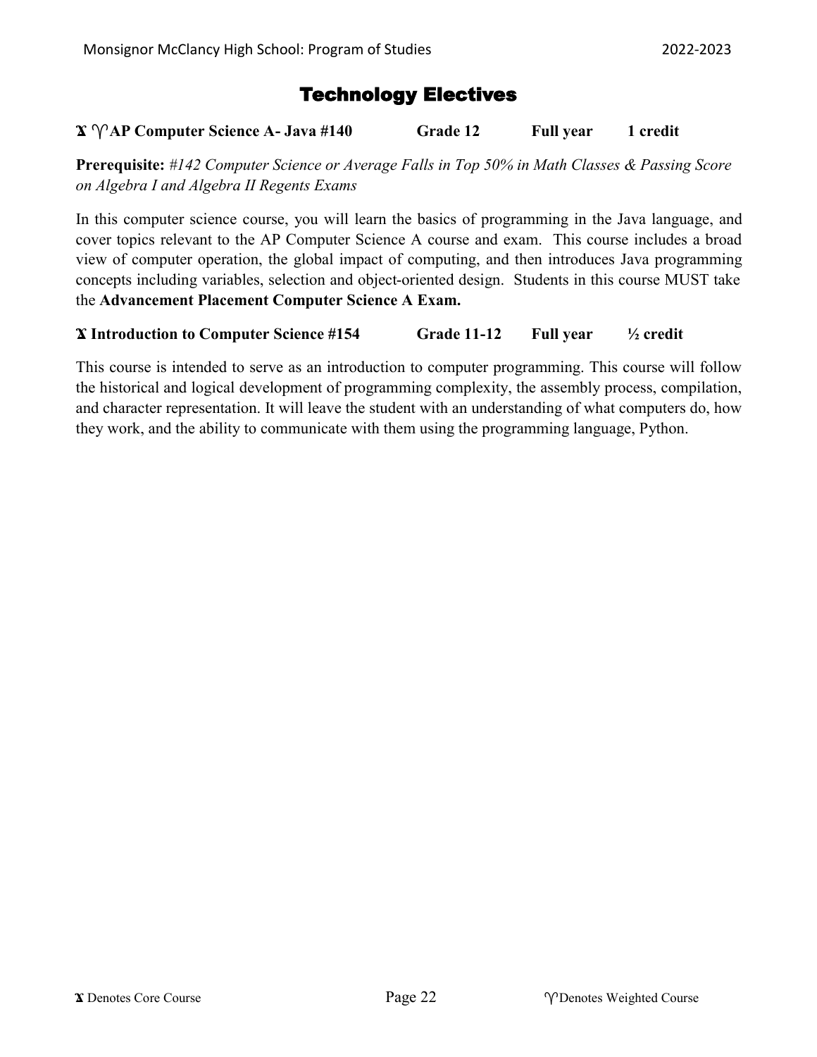# Technology Electives

**ϫ ♈AP Computer Science A- Java #140 Grade 12 Full year 1 credit**

**Prerequisite:** *#142 Computer Science or Average Falls in Top 50% in Math Classes & Passing Score on Algebra I and Algebra II Regents Exams*

In this computer science course, you will learn the basics of programming in the Java language, and cover topics relevant to the AP Computer Science A course and exam. This course includes a broad view of computer operation, the global impact of computing, and then introduces Java programming concepts including variables, selection and object-oriented design. Students in this course MUST take the **Advancement Placement Computer Science A Exam.**

**ϫ Introduction to Computer Science #154 Grade 11-12 Full year ½ credit**

This course is intended to serve as an introduction to computer programming. This course will follow the historical and logical development of programming complexity, the assembly process, compilation, and character representation. It will leave the student with an understanding of what computers do, how they work, and the ability to communicate with them using the programming language, Python.

ϫ Denotes Core Course ♈Denotes Weighted Course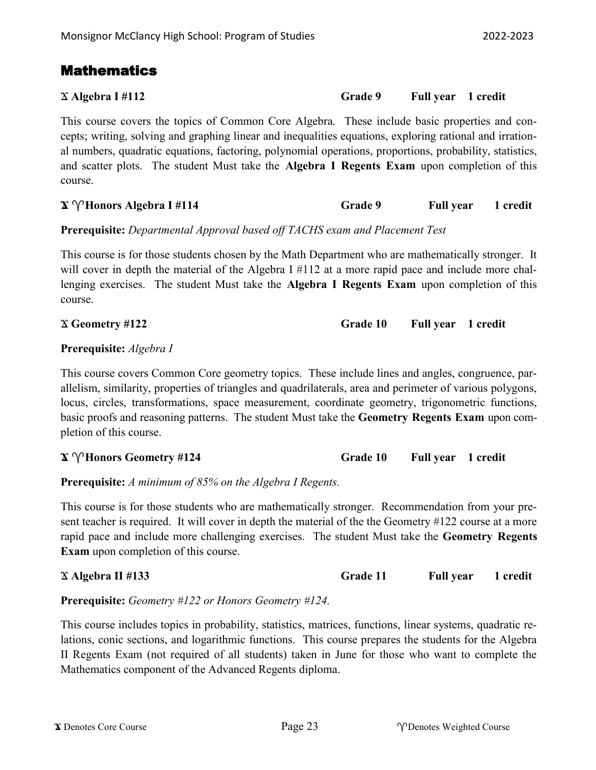# Mathematics

**Ꭓ Algebra I #112 — Grade 9 — Full year — 1 credit**

This course covers the topics of Common Core Algebra. These include basic properties and concepts; writing, solving and graphing linear and inequalities equations, exploring rational and irrational numbers, quadratic equations, factoring, polynomial operations, proportions, probability, statistics, and scatter plots. The student Must take the **Algebra I Regents Exam** upon completion of this course.

**Ꭓ ♈ Honors Algebra I #114 — Grade 9 — Full year — 1 credit**

**Prerequisite:** *Departmental Approval based off TACHS exam and Placement Test*

This course is for those students chosen by the Math Department who are mathematically stronger. It will cover in depth the material of the Algebra I #112 at a more rapid pace and include more challenging exercises. The student Must take the **Algebra I Regents Exam** upon completion of this course.

**Ꭓ Geometry #122 — Grade 10 — Full year — 1 credit**

**Prerequisite:** *Algebra I*

This course covers Common Core geometry topics. These include lines and angles, congruence, parallelism, similarity, properties of triangles and quadrilaterals, area and perimeter of various polygons, locus, circles, transformations, space measurement, coordinate geometry, trigonometric functions, basic proofs and reasoning patterns. The student Must take the **Geometry Regents Exam** upon completion of this course.

**Ꭓ ♈ Honors Geometry #124 — Grade 10 — Full year — 1 credit**

**Prerequisite:** *A minimum of 85% on the Algebra I Regents.*

This course is for those students who are mathematically stronger. Recommendation from your present teacher is required. It will cover in depth the material of the the Geometry #122 course at a more rapid pace and include more challenging exercises. The student Must take the **Geometry Regents Exam** upon completion of this course.

**Ꭓ Algebra II #133 — Grade 11 — Full year — 1 credit**

**Prerequisite:** *Geometry #122 or Honors Geometry #124.*

This course includes topics in probability, statistics, matrices, functions, linear systems, quadratic relations, conic sections, and logarithmic functions. This course prepares the students for the Algebra II Regents Exam (not required of all students) taken in June for those who want to complete the Mathematics component of the Advanced Regents diploma.

Ꭓ Denotes Core Course — ♈ Denotes Weighted Course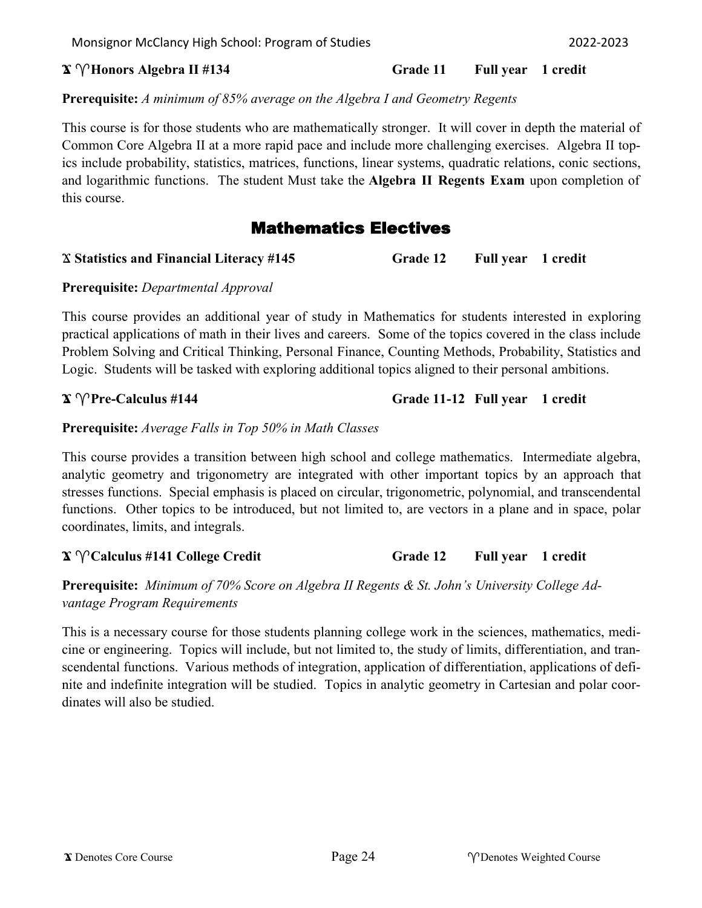**𝔛 ♈ Honors Algebra II #134** **Grade 11** **Full year** **1 credit**

**Prerequisite:** *A minimum of 85% average on the Algebra I and Geometry Regents*

This course is for those students who are mathematically stronger. It will cover in depth the material of Common Core Algebra II at a more rapid pace and include more challenging exercises. Algebra II topics include probability, statistics, matrices, functions, linear systems, quadratic relations, conic sections, and logarithmic functions. The student Must take the **Algebra II Regents Exam** upon completion of this course.

## Mathematics Electives

**𝔛 Statistics and Financial Literacy #145** **Grade 12** **Full year** **1 credit**

**Prerequisite:** *Departmental Approval*

This course provides an additional year of study in Mathematics for students interested in exploring practical applications of math in their lives and careers. Some of the topics covered in the class include Problem Solving and Critical Thinking, Personal Finance, Counting Methods, Probability, Statistics and Logic. Students will be tasked with exploring additional topics aligned to their personal ambitions.

**𝔛 ♈ Pre-Calculus #144** **Grade 11-12** **Full year** **1 credit**

**Prerequisite:** *Average Falls in Top 50% in Math Classes*

This course provides a transition between high school and college mathematics. Intermediate algebra, analytic geometry and trigonometry are integrated with other important topics by an approach that stresses functions. Special emphasis is placed on circular, trigonometric, polynomial, and transcendental functions. Other topics to be introduced, but not limited to, are vectors in a plane and in space, polar coordinates, limits, and integrals.

**𝔛 ♈ Calculus #141 College Credit** **Grade 12** **Full year** **1 credit**

**Prerequisite:** *Minimum of 70% Score on Algebra II Regents & St. John's University College Advantage Program Requirements*

This is a necessary course for those students planning college work in the sciences, mathematics, medicine or engineering. Topics will include, but not limited to, the study of limits, differentiation, and transcendental functions. Various methods of integration, application of differentiation, applications of definite and indefinite integration will be studied. Topics in analytic geometry in Cartesian and polar coordinates will also be studied.

𝔛 Denotes Core Course

♈ Denotes Weighted Course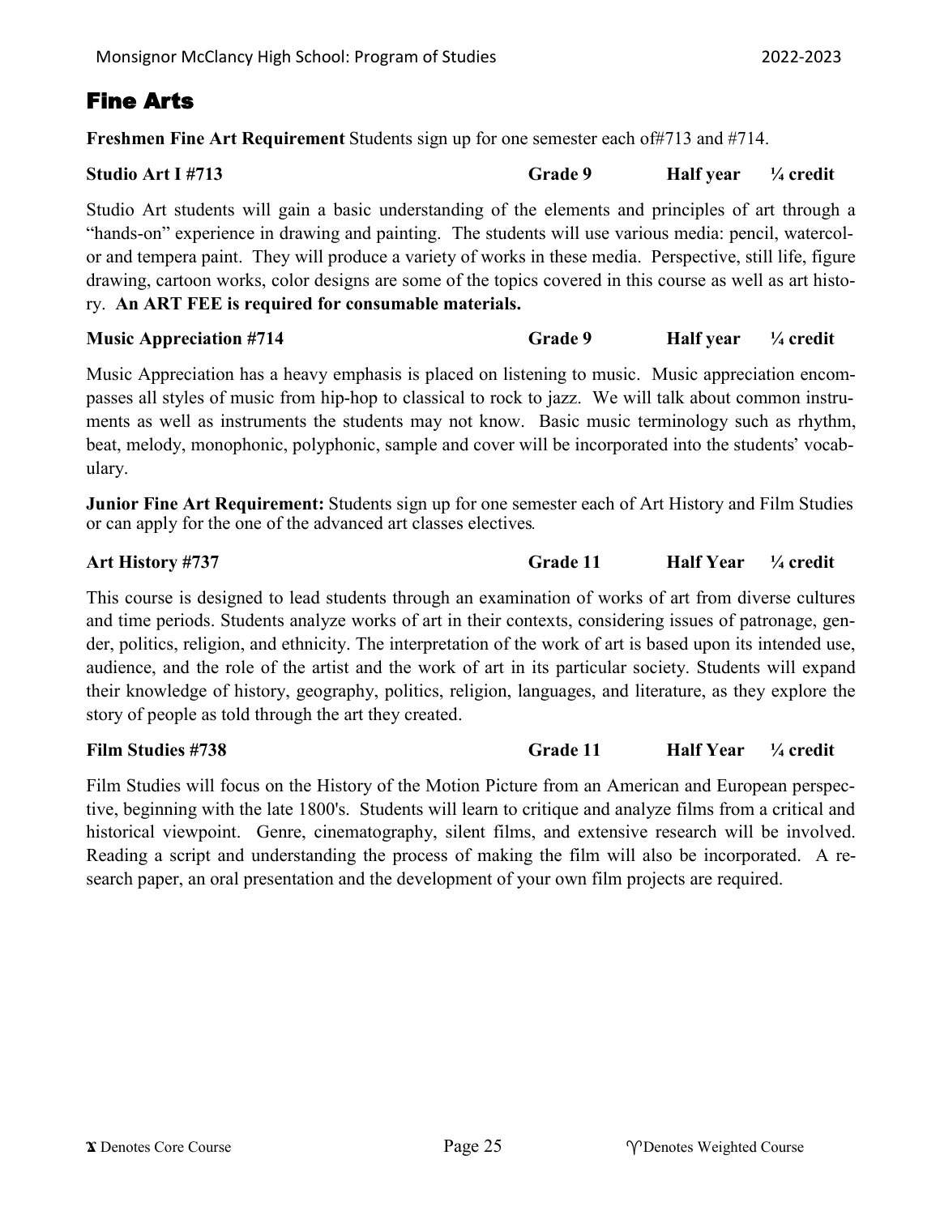# Fine Arts

**Freshmen Fine Art Requirement** Students sign up for one semester each of#713 and #714.

**Studio Art I #713** **Grade 9** **Half year** **¼ credit**

Studio Art students will gain a basic understanding of the elements and principles of art through a "hands-on" experience in drawing and painting. The students will use various media: pencil, watercolor and tempera paint. They will produce a variety of works in these media. Perspective, still life, figure drawing, cartoon works, color designs are some of the topics covered in this course as well as art history. **An ART FEE is required for consumable materials.**

**Music Appreciation #714** **Grade 9** **Half year** **¼ credit**

Music Appreciation has a heavy emphasis is placed on listening to music. Music appreciation encompasses all styles of music from hip-hop to classical to rock to jazz. We will talk about common instruments as well as instruments the students may not know. Basic music terminology such as rhythm, beat, melody, monophonic, polyphonic, sample and cover will be incorporated into the students' vocabulary.

**Junior Fine Art Requirement:** Students sign up for one semester each of Art History and Film Studies or can apply for the one of the advanced art classes electives.

**Art History #737** **Grade 11** **Half Year** **¼ credit**

This course is designed to lead students through an examination of works of art from diverse cultures and time periods. Students analyze works of art in their contexts, considering issues of patronage, gender, politics, religion, and ethnicity. The interpretation of the work of art is based upon its intended use, audience, and the role of the artist and the work of art in its particular society. Students will expand their knowledge of history, geography, politics, religion, languages, and literature, as they explore the story of people as told through the art they created.

**Film Studies #738** **Grade 11** **Half Year** **¼ credit**

Film Studies will focus on the History of the Motion Picture from an American and European perspective, beginning with the late 1800's. Students will learn to critique and analyze films from a critical and historical viewpoint. Genre, cinematography, silent films, and extensive research will be involved. Reading a script and understanding the process of making the film will also be incorporated. A research paper, an oral presentation and the development of your own film projects are required.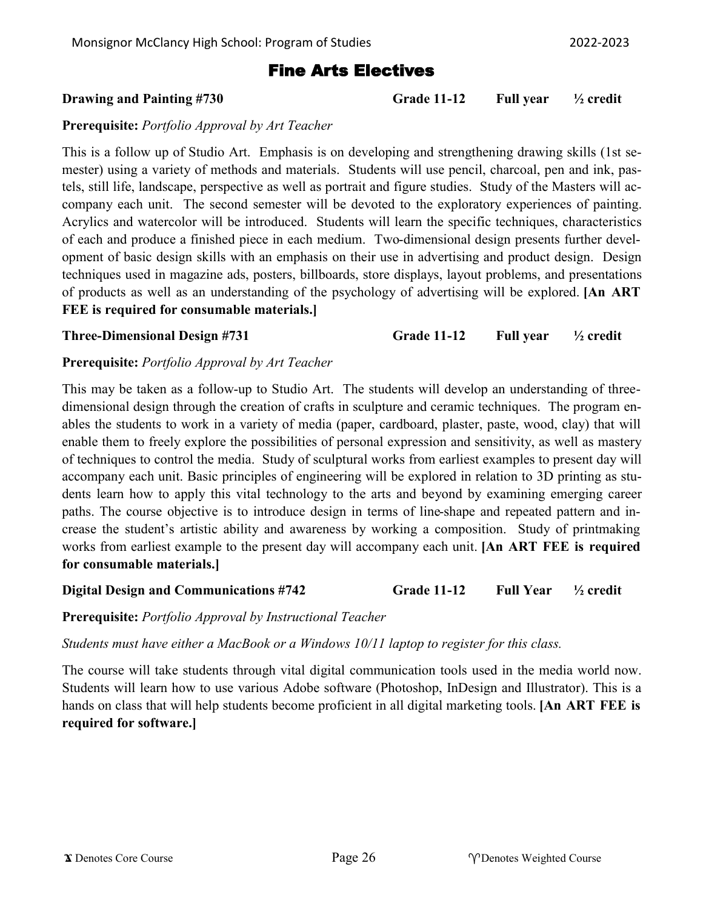# Fine Arts Electives

**Drawing and Painting #730** **Grade 11-12** **Full year** **½ credit**

**Prerequisite:** *Portfolio Approval by Art Teacher*

This is a follow up of Studio Art. Emphasis is on developing and strengthening drawing skills (1st semester) using a variety of methods and materials. Students will use pencil, charcoal, pen and ink, pastels, still life, landscape, perspective as well as portrait and figure studies. Study of the Masters will accompany each unit. The second semester will be devoted to the exploratory experiences of painting. Acrylics and watercolor will be introduced. Students will learn the specific techniques, characteristics of each and produce a finished piece in each medium. Two-dimensional design presents further development of basic design skills with an emphasis on their use in advertising and product design. Design techniques used in magazine ads, posters, billboards, store displays, layout problems, and presentations of products as well as an understanding of the psychology of advertising will be explored. **[An ART FEE is required for consumable materials.]**

**Three-Dimensional Design #731** **Grade 11-12** **Full year** **½ credit**

**Prerequisite:** *Portfolio Approval by Art Teacher*

This may be taken as a follow-up to Studio Art. The students will develop an understanding of three-dimensional design through the creation of crafts in sculpture and ceramic techniques. The program enables the students to work in a variety of media (paper, cardboard, plaster, paste, wood, clay) that will enable them to freely explore the possibilities of personal expression and sensitivity, as well as mastery of techniques to control the media. Study of sculptural works from earliest examples to present day will accompany each unit. Basic principles of engineering will be explored in relation to 3D printing as students learn how to apply this vital technology to the arts and beyond by examining emerging career paths. The course objective is to introduce design in terms of line-shape and repeated pattern and increase the student's artistic ability and awareness by working a composition. Study of printmaking works from earliest example to the present day will accompany each unit. **[An ART FEE is required for consumable materials.]**

**Digital Design and Communications #742** **Grade 11-12** **Full Year** **½ credit**

**Prerequisite:** *Portfolio Approval by Instructional Teacher*

*Students must have either a MacBook or a Windows 10/11 laptop to register for this class.*

The course will take students through vital digital communication tools used in the media world now. Students will learn how to use various Adobe software (Photoshop, InDesign and Illustrator). This is a hands on class that will help students become proficient in all digital marketing tools. **[An ART FEE is required for software.]**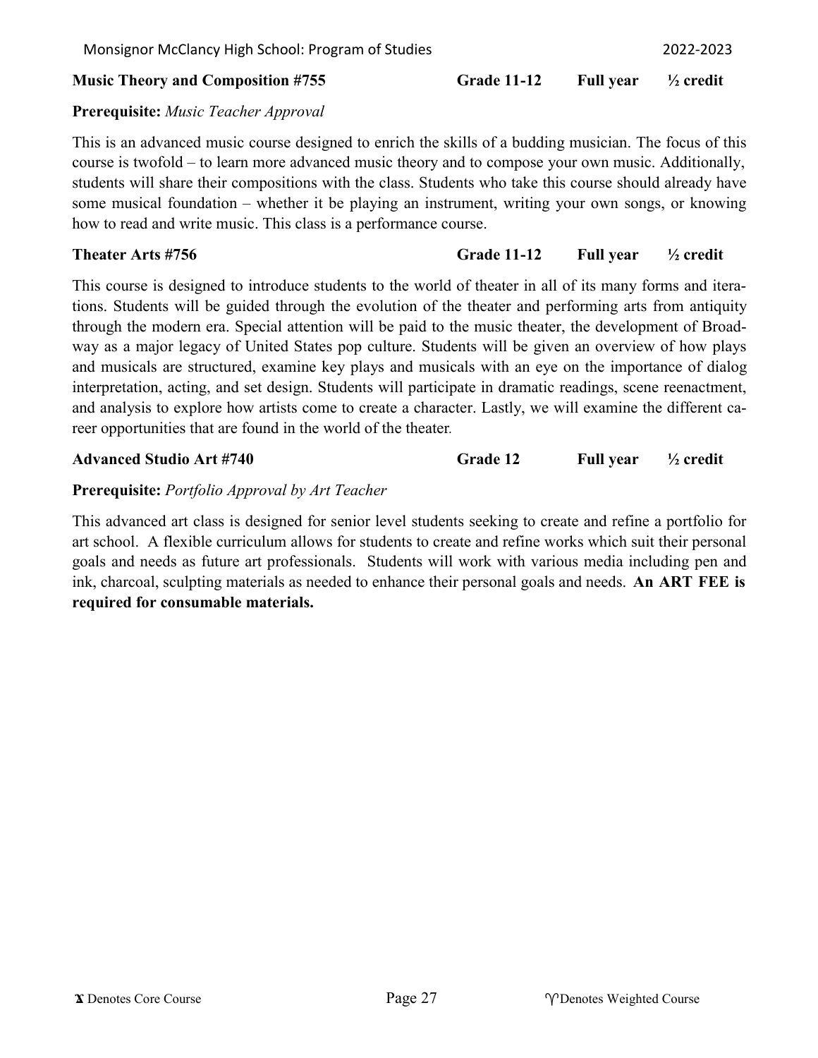**Music Theory and Composition #755** **Grade 11-12** **Full year** **½ credit**

**Prerequisite:** *Music Teacher Approval*

This is an advanced music course designed to enrich the skills of a budding musician. The focus of this course is twofold – to learn more advanced music theory and to compose your own music. Additionally, students will share their compositions with the class. Students who take this course should already have some musical foundation – whether it be playing an instrument, writing your own songs, or knowing how to read and write music. This class is a performance course.

**Theater Arts #756** **Grade 11-12** **Full year** **½ credit**

This course is designed to introduce students to the world of theater in all of its many forms and iterations. Students will be guided through the evolution of the theater and performing arts from antiquity through the modern era. Special attention will be paid to the music theater, the development of Broadway as a major legacy of United States pop culture. Students will be given an overview of how plays and musicals are structured, examine key plays and musicals with an eye on the importance of dialog interpretation, acting, and set design. Students will participate in dramatic readings, scene reenactment, and analysis to explore how artists come to create a character. Lastly, we will examine the different career opportunities that are found in the world of the theater.

**Advanced Studio Art #740** **Grade 12** **Full year** **½ credit**

**Prerequisite:** *Portfolio Approval by Art Teacher*

This advanced art class is designed for senior level students seeking to create and refine a portfolio for art school. A flexible curriculum allows for students to create and refine works which suit their personal goals and needs as future art professionals. Students will work with various media including pen and ink, charcoal, sculpting materials as needed to enhance their personal goals and needs. **An ART FEE is required for consumable materials.**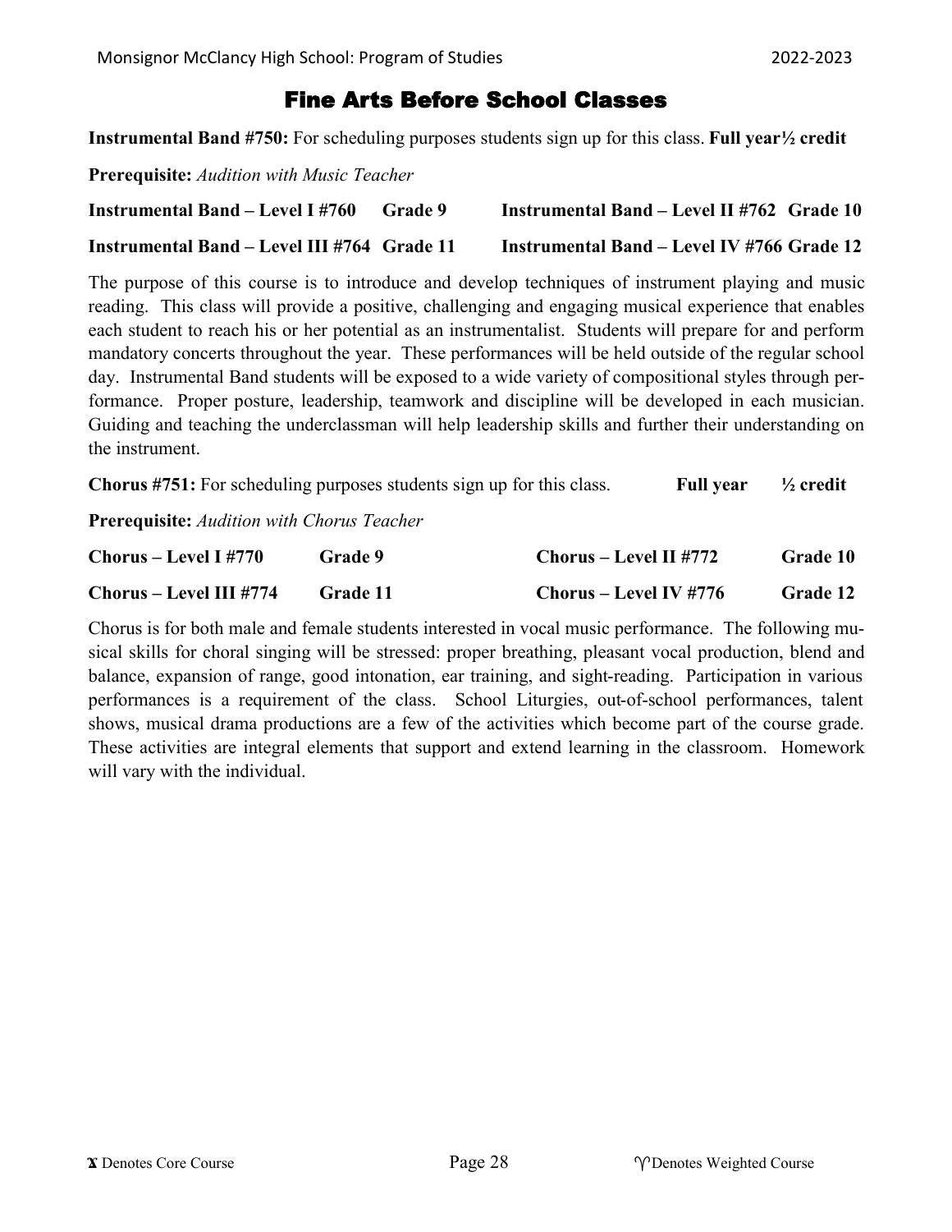# Fine Arts Before School Classes

**Instrumental Band #750:** For scheduling purposes students sign up for this class. **Full year½ credit**

**Prerequisite:** *Audition with Music Teacher*

**Instrumental Band – Level I #760 Grade 9** **Instrumental Band – Level II #762 Grade 10**

**Instrumental Band – Level III #764 Grade 11** **Instrumental Band – Level IV #766 Grade 12**

The purpose of this course is to introduce and develop techniques of instrument playing and music reading. This class will provide a positive, challenging and engaging musical experience that enables each student to reach his or her potential as an instrumentalist. Students will prepare for and perform mandatory concerts throughout the year. These performances will be held outside of the regular school day. Instrumental Band students will be exposed to a wide variety of compositional styles through performance. Proper posture, leadership, teamwork and discipline will be developed in each musician. Guiding and teaching the underclassman will help leadership skills and further their understanding on the instrument.

**Chorus #751:** For scheduling purposes students sign up for this class. **Full year ½ credit**

**Prerequisite:** *Audition with Chorus Teacher*

**Chorus – Level I #770 Grade 9** **Chorus – Level II #772 Grade 10**

**Chorus – Level III #774 Grade 11** **Chorus – Level IV #776 Grade 12**

Chorus is for both male and female students interested in vocal music performance. The following musical skills for choral singing will be stressed: proper breathing, pleasant vocal production, blend and balance, expansion of range, good intonation, ear training, and sight-reading. Participation in various performances is a requirement of the class. School Liturgies, out-of-school performances, talent shows, musical drama productions are a few of the activities which become part of the course grade. These activities are integral elements that support and extend learning in the classroom. Homework will vary with the individual.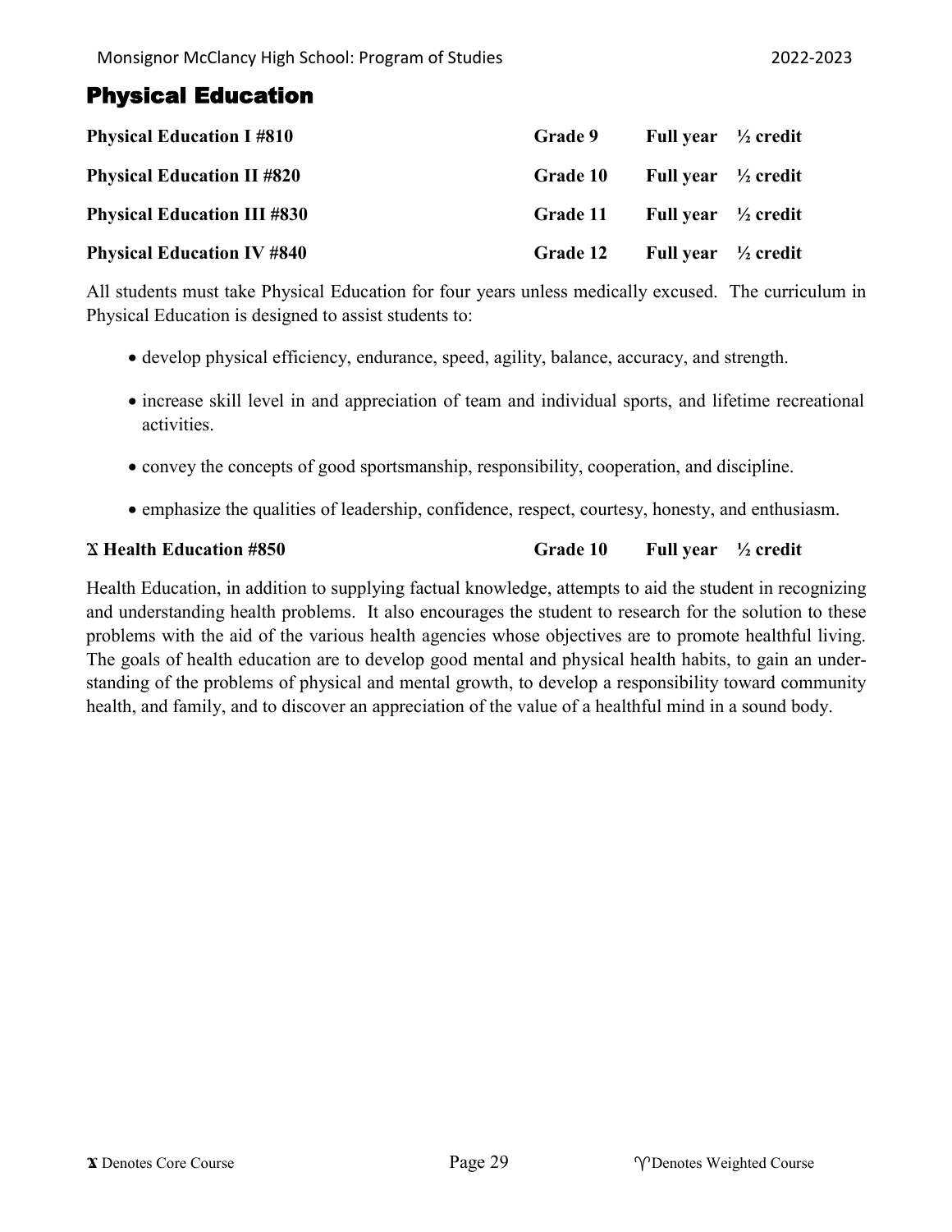# Physical Education

| | | | |
|---|---|---|---|
| **Physical Education I #810** | **Grade 9** | **Full year** | **½ credit** |
| **Physical Education II #820** | **Grade 10** | **Full year** | **½ credit** |
| **Physical Education III #830** | **Grade 11** | **Full year** | **½ credit** |
| **Physical Education IV #840** | **Grade 12** | **Full year** | **½ credit** |

All students must take Physical Education for four years unless medically excused. The curriculum in Physical Education is designed to assist students to:

- develop physical efficiency, endurance, speed, agility, balance, accuracy, and strength.
- increase skill level in and appreciation of team and individual sports, and lifetime recreational activities.
- convey the concepts of good sportsmanship, responsibility, cooperation, and discipline.
- emphasize the qualities of leadership, confidence, respect, courtesy, honesty, and enthusiasm.

**Ꭓ Health Education #850** **Grade 10** **Full year** **½ credit**

Health Education, in addition to supplying factual knowledge, attempts to aid the student in recognizing and understanding health problems. It also encourages the student to research for the solution to these problems with the aid of the various health agencies whose objectives are to promote healthful living. The goals of health education are to develop good mental and physical health habits, to gain an understanding of the problems of physical and mental growth, to develop a responsibility toward community health, and family, and to discover an appreciation of the value of a healthful mind in a sound body.

Ꭓ Denotes Core Course

ϒ Denotes Weighted Course